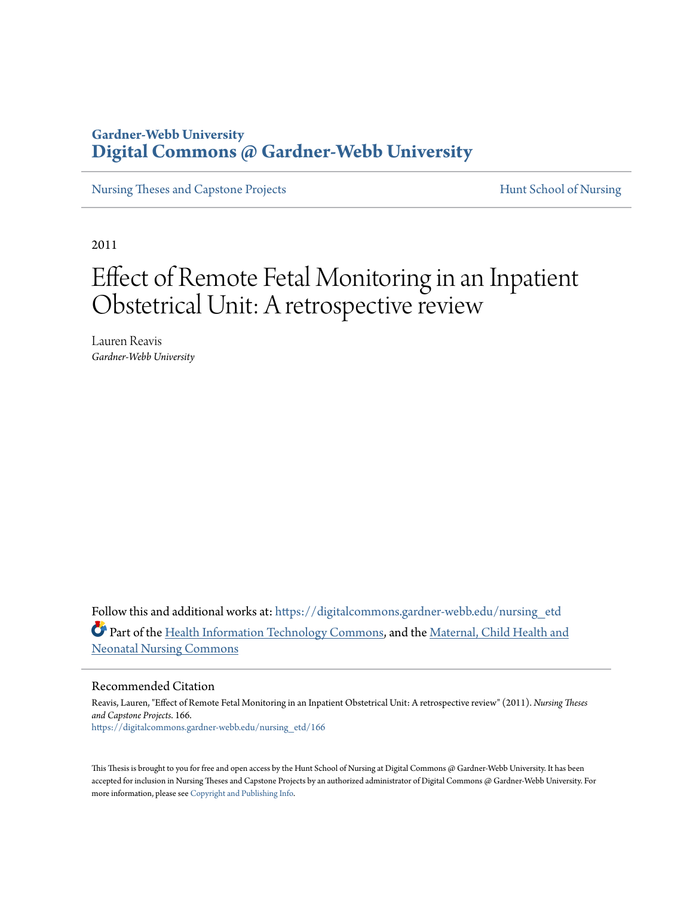Gardner-Webb University
# Digital Commons @ Gardner-Webb University

Nursing Theses and Capstone Projects | Hunt School of Nursing

2011

# Effect of Remote Fetal Monitoring in an Inpatient Obstetrical Unit: A retrospective review

Lauren Reavis
*Gardner-Webb University*

Follow this and additional works at: https://digitalcommons.gardner-webb.edu/nursing_etd

Part of the Health Information Technology Commons, and the Maternal, Child Health and Neonatal Nursing Commons

## Recommended Citation

Reavis, Lauren, "Effect of Remote Fetal Monitoring in an Inpatient Obstetrical Unit: A retrospective review" (2011). *Nursing Theses and Capstone Projects*. 166.
https://digitalcommons.gardner-webb.edu/nursing_etd/166

This Thesis is brought to you for free and open access by the Hunt School of Nursing at Digital Commons @ Gardner-Webb University. It has been accepted for inclusion in Nursing Theses and Capstone Projects by an authorized administrator of Digital Commons @ Gardner-Webb University. For more information, please see Copyright and Publishing Info.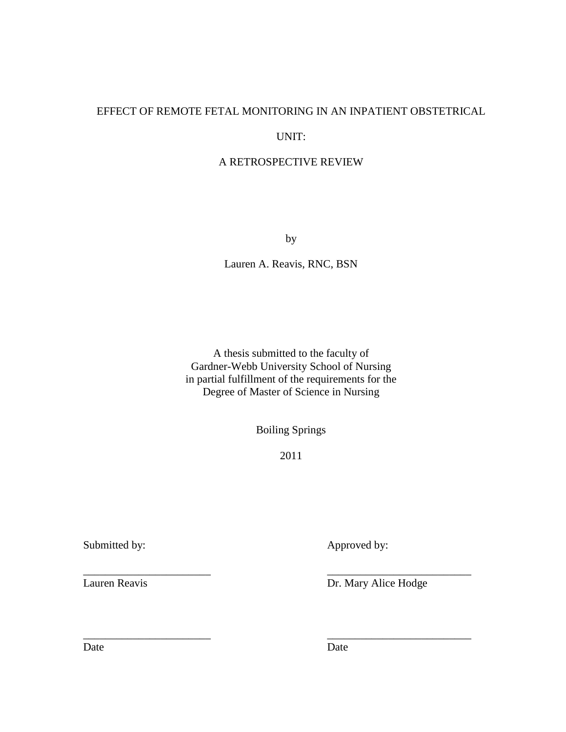EFFECT OF REMOTE FETAL MONITORING IN AN INPATIENT OBSTETRICAL

UNIT:

A RETROSPECTIVE REVIEW

by

Lauren A. Reavis, RNC, BSN

A thesis submitted to the faculty of
Gardner-Webb University School of Nursing
in partial fulfillment of the requirements for the
Degree of Master of Science in Nursing

Boiling Springs

2011

| Submitted by: | Approved by: |
|---|---|
| _______________________ | _______________________ |
| Lauren Reavis | Dr. Mary Alice Hodge |
| _______________________ | _______________________ |
| Date | Date |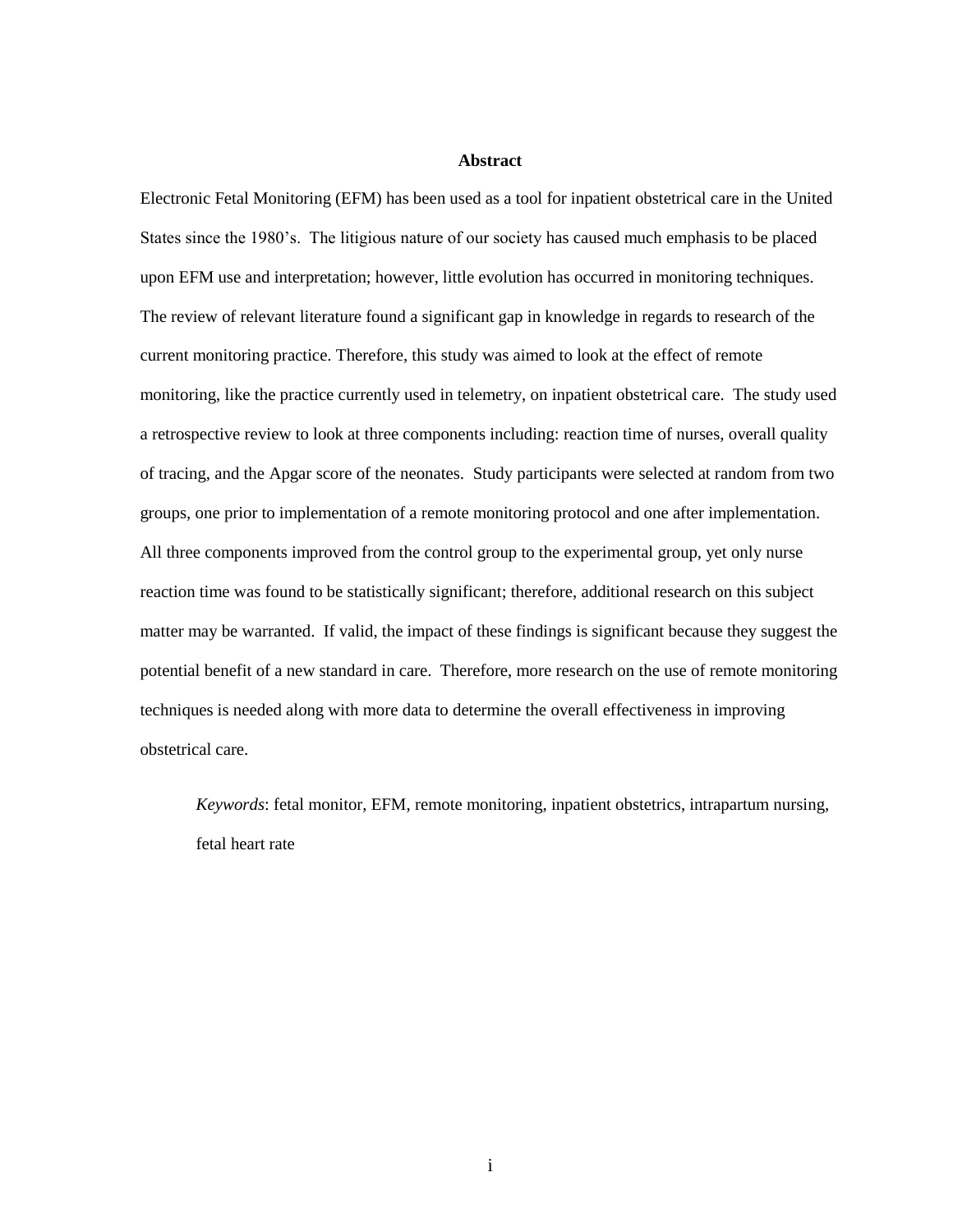## Abstract

Electronic Fetal Monitoring (EFM) has been used as a tool for inpatient obstetrical care in the United States since the 1980's. The litigious nature of our society has caused much emphasis to be placed upon EFM use and interpretation; however, little evolution has occurred in monitoring techniques. The review of relevant literature found a significant gap in knowledge in regards to research of the current monitoring practice. Therefore, this study was aimed to look at the effect of remote monitoring, like the practice currently used in telemetry, on inpatient obstetrical care. The study used a retrospective review to look at three components including: reaction time of nurses, overall quality of tracing, and the Apgar score of the neonates. Study participants were selected at random from two groups, one prior to implementation of a remote monitoring protocol and one after implementation. All three components improved from the control group to the experimental group, yet only nurse reaction time was found to be statistically significant; therefore, additional research on this subject matter may be warranted. If valid, the impact of these findings is significant because they suggest the potential benefit of a new standard in care. Therefore, more research on the use of remote monitoring techniques is needed along with more data to determine the overall effectiveness in improving obstetrical care.

*Keywords*: fetal monitor, EFM, remote monitoring, inpatient obstetrics, intrapartum nursing, fetal heart rate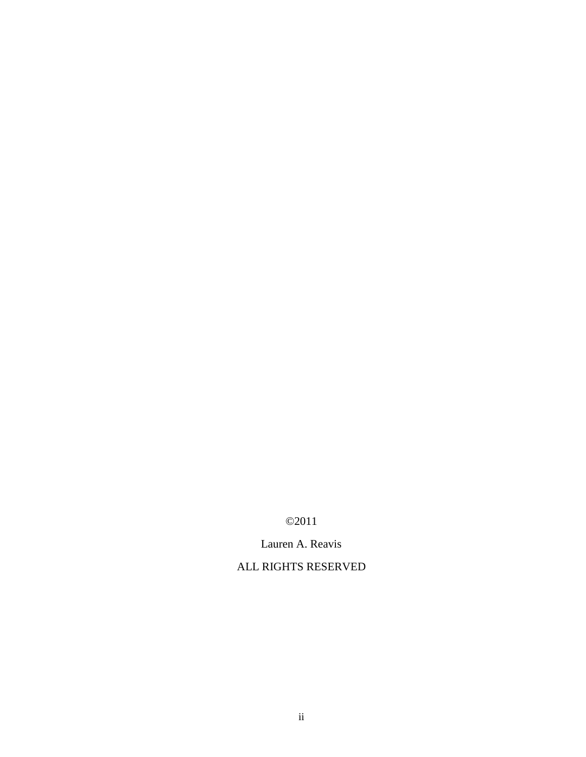©2011

Lauren A. Reavis

ALL RIGHTS RESERVED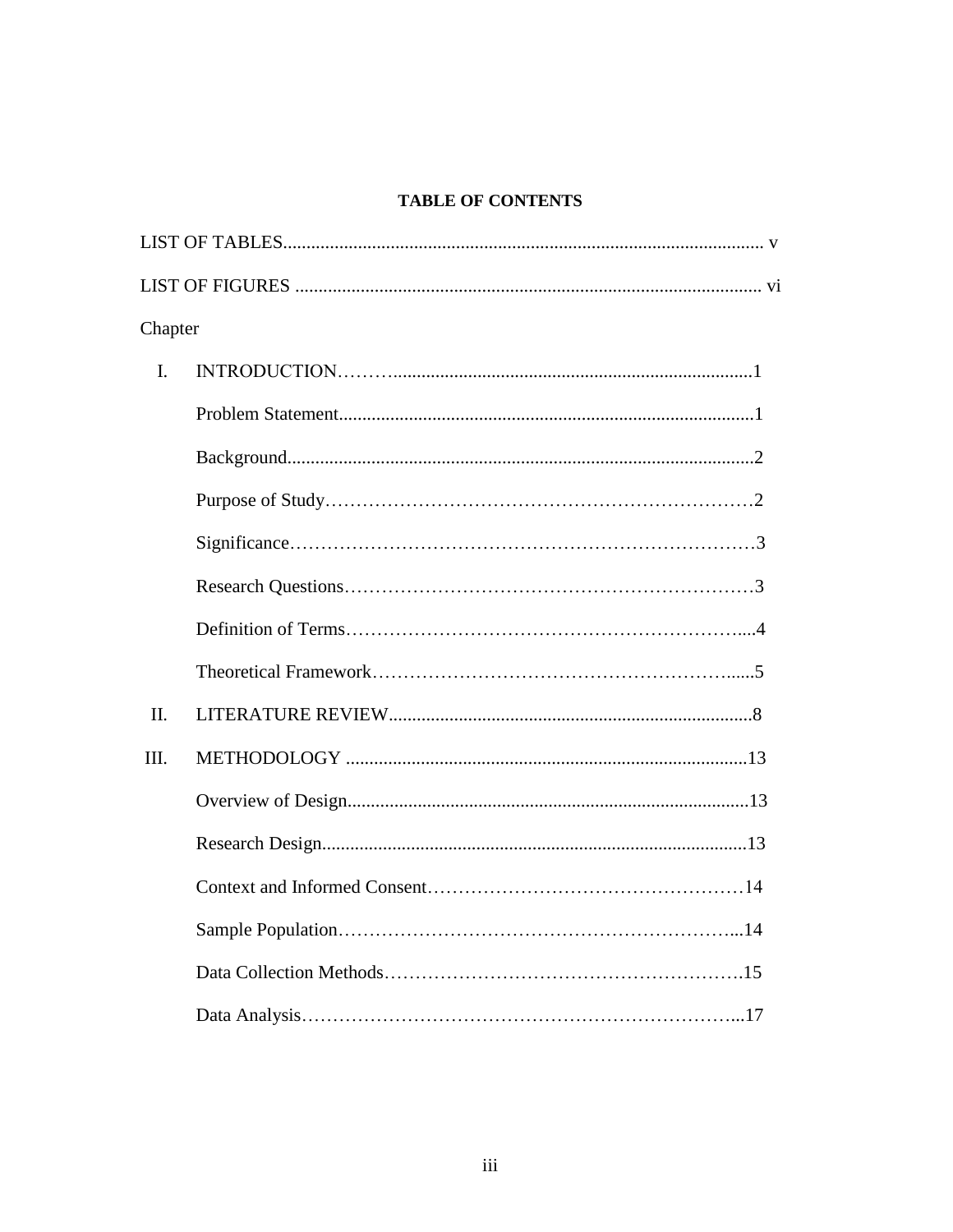## TABLE OF CONTENTS

LIST OF TABLES...................................................................................................... v

LIST OF FIGURES .................................................................................................. vi

Chapter

I. INTRODUCTION………............................................................................1

  Problem Statement........................................................................................1

  Background..................................................................................................2

  Purpose of Study…………………………………………………………….2

  Significance…………………………………………………………………3

  Research Questions…………………………………………………………3

  Definition of Terms……………………………………………………….....4

  Theoretical Framework…………………………………………………......5

II. LITERATURE REVIEW.............................................................................8

III. METHODOLOGY .....................................................................................13

  Overview of Design.....................................................................................13

  Research Design..........................................................................................13

  Context and Informed Consent……………………………………………14

  Sample Population………………………………………………………...14

  Data Collection Methods…………………………………………………..15

  Data Analysis……………………………………………………………...17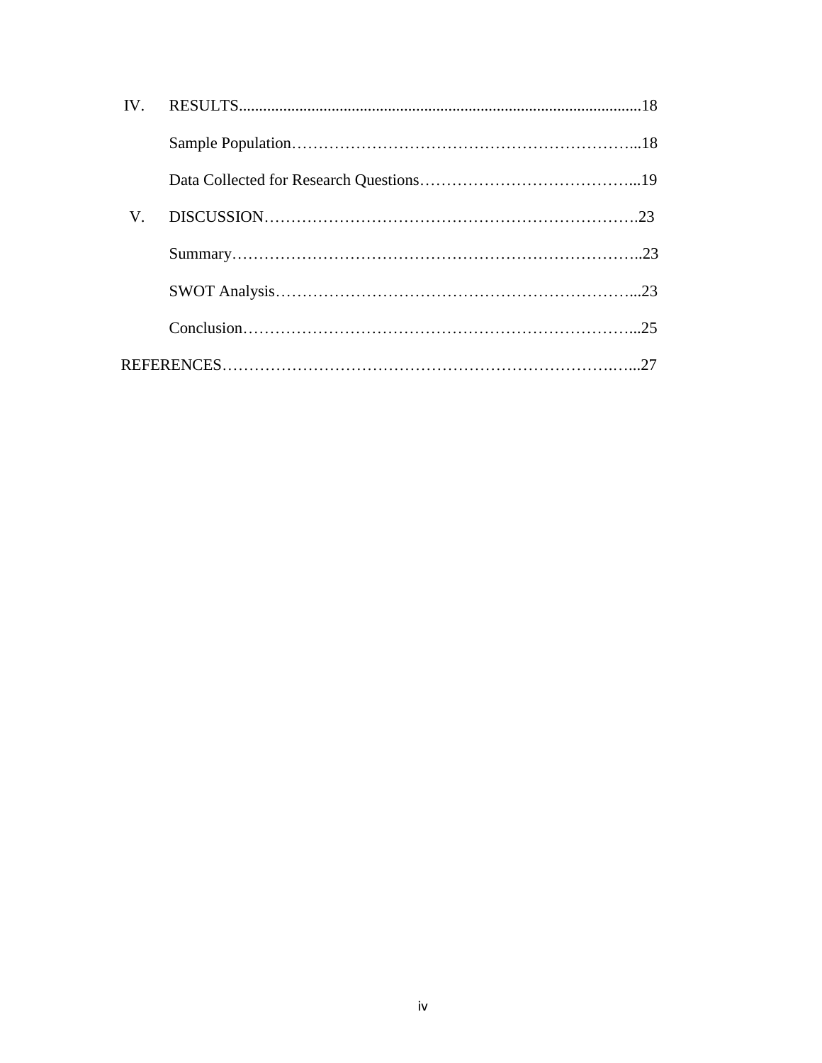IV. RESULTS.................................................................................................18

Sample Population……………………………………………………………...18

Data Collected for Research Questions…………………………………...19

V. DISCUSSION……………………………………………………………….23

Summary…………………………………………………………………..23

SWOT Analysis…………………………………………………………...23

Conclusion………………………………………………………………...25

REFERENCES………………………………………………………………….…...27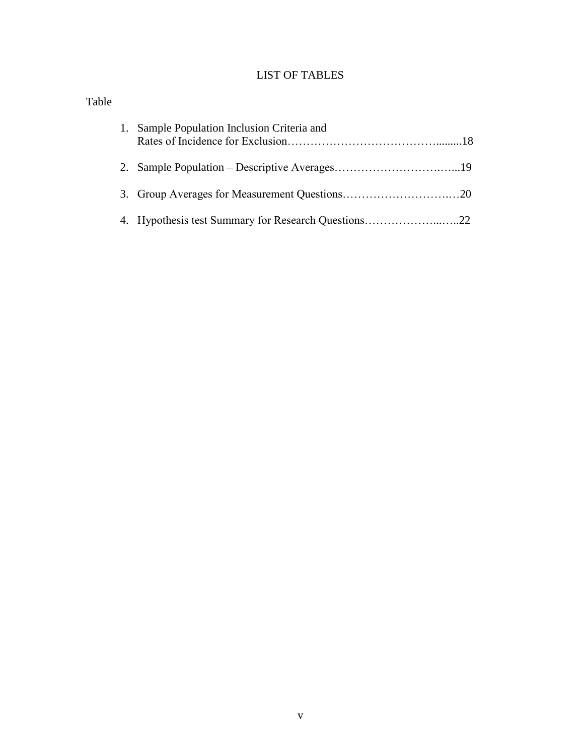# LIST OF TABLES

Table

1. Sample Population Inclusion Criteria and Rates of Incidence for Exclusion…………………………………..........18
2. Sample Population – Descriptive Averages……………………….…...19
3. Group Averages for Measurement Questions……………………….…20
4. Hypothesis test Summary for Research Questions………………...…..22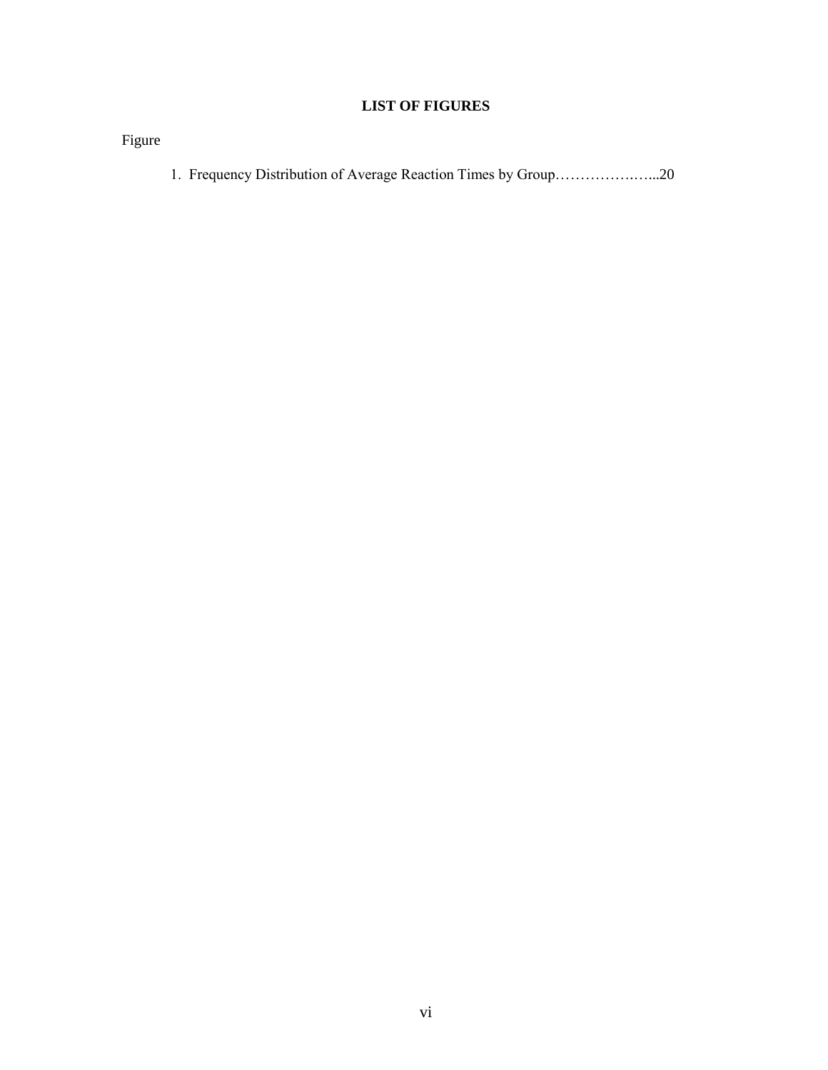## LIST OF FIGURES

Figure

1. Frequency Distribution of Average Reaction Times by Group……………….…...20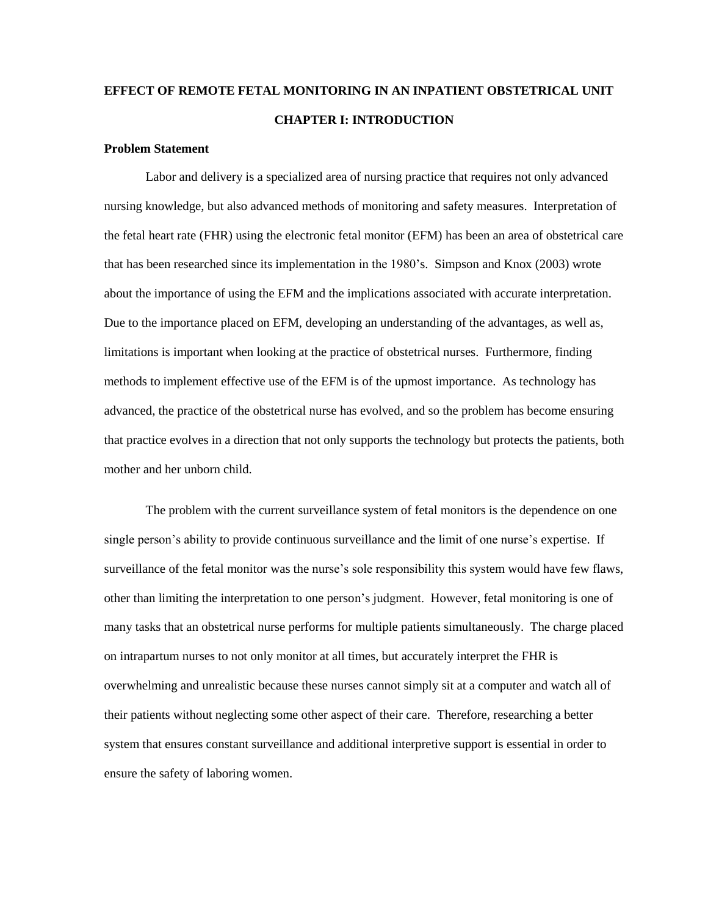# EFFECT OF REMOTE FETAL MONITORING IN AN INPATIENT OBSTETRICAL UNIT

## CHAPTER I: INTRODUCTION

### Problem Statement

Labor and delivery is a specialized area of nursing practice that requires not only advanced nursing knowledge, but also advanced methods of monitoring and safety measures. Interpretation of the fetal heart rate (FHR) using the electronic fetal monitor (EFM) has been an area of obstetrical care that has been researched since its implementation in the 1980's. Simpson and Knox (2003) wrote about the importance of using the EFM and the implications associated with accurate interpretation. Due to the importance placed on EFM, developing an understanding of the advantages, as well as, limitations is important when looking at the practice of obstetrical nurses. Furthermore, finding methods to implement effective use of the EFM is of the upmost importance. As technology has advanced, the practice of the obstetrical nurse has evolved, and so the problem has become ensuring that practice evolves in a direction that not only supports the technology but protects the patients, both mother and her unborn child.

The problem with the current surveillance system of fetal monitors is the dependence on one single person's ability to provide continuous surveillance and the limit of one nurse's expertise. If surveillance of the fetal monitor was the nurse's sole responsibility this system would have few flaws, other than limiting the interpretation to one person's judgment. However, fetal monitoring is one of many tasks that an obstetrical nurse performs for multiple patients simultaneously. The charge placed on intrapartum nurses to not only monitor at all times, but accurately interpret the FHR is overwhelming and unrealistic because these nurses cannot simply sit at a computer and watch all of their patients without neglecting some other aspect of their care. Therefore, researching a better system that ensures constant surveillance and additional interpretive support is essential in order to ensure the safety of laboring women.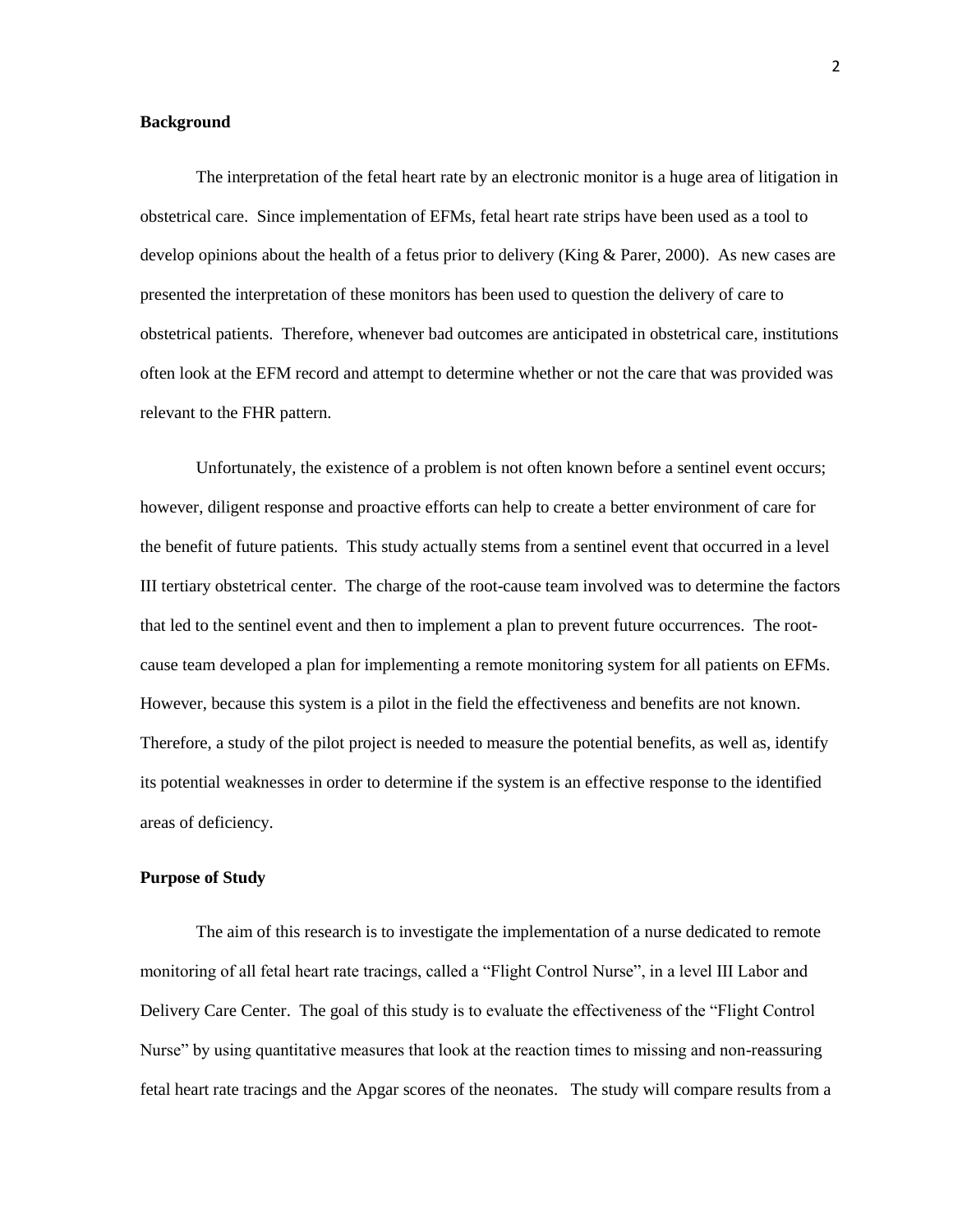## Background

The interpretation of the fetal heart rate by an electronic monitor is a huge area of litigation in obstetrical care. Since implementation of EFMs, fetal heart rate strips have been used as a tool to develop opinions about the health of a fetus prior to delivery (King & Parer, 2000). As new cases are presented the interpretation of these monitors has been used to question the delivery of care to obstetrical patients. Therefore, whenever bad outcomes are anticipated in obstetrical care, institutions often look at the EFM record and attempt to determine whether or not the care that was provided was relevant to the FHR pattern.

Unfortunately, the existence of a problem is not often known before a sentinel event occurs; however, diligent response and proactive efforts can help to create a better environment of care for the benefit of future patients. This study actually stems from a sentinel event that occurred in a level III tertiary obstetrical center. The charge of the root-cause team involved was to determine the factors that led to the sentinel event and then to implement a plan to prevent future occurrences. The root-cause team developed a plan for implementing a remote monitoring system for all patients on EFMs. However, because this system is a pilot in the field the effectiveness and benefits are not known. Therefore, a study of the pilot project is needed to measure the potential benefits, as well as, identify its potential weaknesses in order to determine if the system is an effective response to the identified areas of deficiency.

## Purpose of Study

The aim of this research is to investigate the implementation of a nurse dedicated to remote monitoring of all fetal heart rate tracings, called a "Flight Control Nurse", in a level III Labor and Delivery Care Center. The goal of this study is to evaluate the effectiveness of the "Flight Control Nurse" by using quantitative measures that look at the reaction times to missing and non-reassuring fetal heart rate tracings and the Apgar scores of the neonates. The study will compare results from a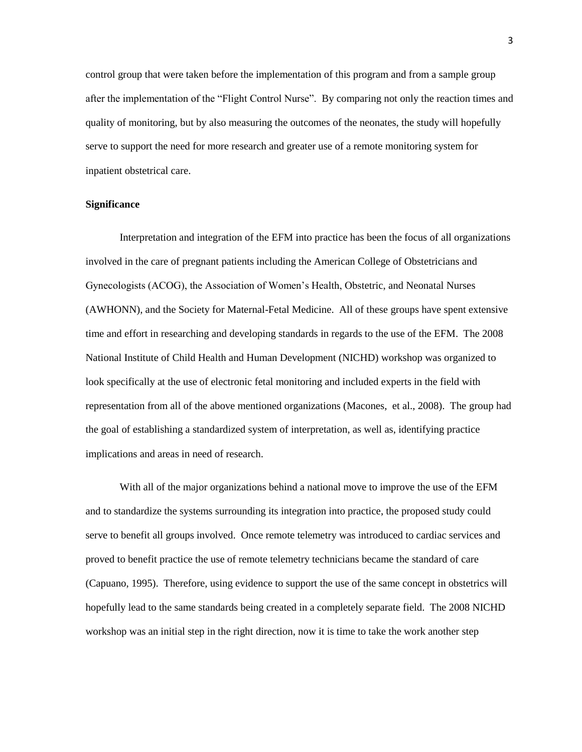control group that were taken before the implementation of this program and from a sample group after the implementation of the "Flight Control Nurse". By comparing not only the reaction times and quality of monitoring, but by also measuring the outcomes of the neonates, the study will hopefully serve to support the need for more research and greater use of a remote monitoring system for inpatient obstetrical care.

**Significance**

Interpretation and integration of the EFM into practice has been the focus of all organizations involved in the care of pregnant patients including the American College of Obstetricians and Gynecologists (ACOG), the Association of Women's Health, Obstetric, and Neonatal Nurses (AWHONN), and the Society for Maternal-Fetal Medicine. All of these groups have spent extensive time and effort in researching and developing standards in regards to the use of the EFM. The 2008 National Institute of Child Health and Human Development (NICHD) workshop was organized to look specifically at the use of electronic fetal monitoring and included experts in the field with representation from all of the above mentioned organizations (Macones, et al., 2008). The group had the goal of establishing a standardized system of interpretation, as well as, identifying practice implications and areas in need of research.

With all of the major organizations behind a national move to improve the use of the EFM and to standardize the systems surrounding its integration into practice, the proposed study could serve to benefit all groups involved. Once remote telemetry was introduced to cardiac services and proved to benefit practice the use of remote telemetry technicians became the standard of care (Capuano, 1995). Therefore, using evidence to support the use of the same concept in obstetrics will hopefully lead to the same standards being created in a completely separate field. The 2008 NICHD workshop was an initial step in the right direction, now it is time to take the work another step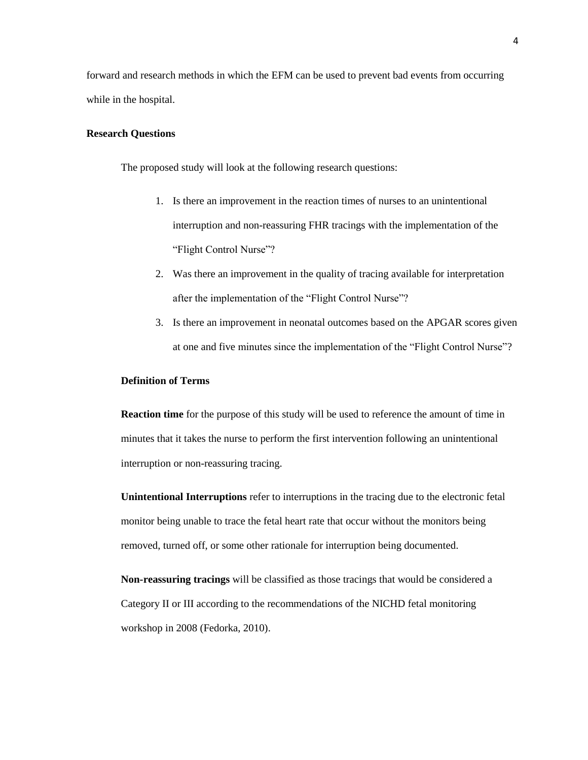forward and research methods in which the EFM can be used to prevent bad events from occurring while in the hospital.

### Research Questions

The proposed study will look at the following research questions:

1. Is there an improvement in the reaction times of nurses to an unintentional interruption and non-reassuring FHR tracings with the implementation of the "Flight Control Nurse"?
2. Was there an improvement in the quality of tracing available for interpretation after the implementation of the "Flight Control Nurse"?
3. Is there an improvement in neonatal outcomes based on the APGAR scores given at one and five minutes since the implementation of the "Flight Control Nurse"?

### Definition of Terms

**Reaction time** for the purpose of this study will be used to reference the amount of time in minutes that it takes the nurse to perform the first intervention following an unintentional interruption or non-reassuring tracing.

**Unintentional Interruptions** refer to interruptions in the tracing due to the electronic fetal monitor being unable to trace the fetal heart rate that occur without the monitors being removed, turned off, or some other rationale for interruption being documented.

**Non-reassuring tracings** will be classified as those tracings that would be considered a Category II or III according to the recommendations of the NICHD fetal monitoring workshop in 2008 (Fedorka, 2010).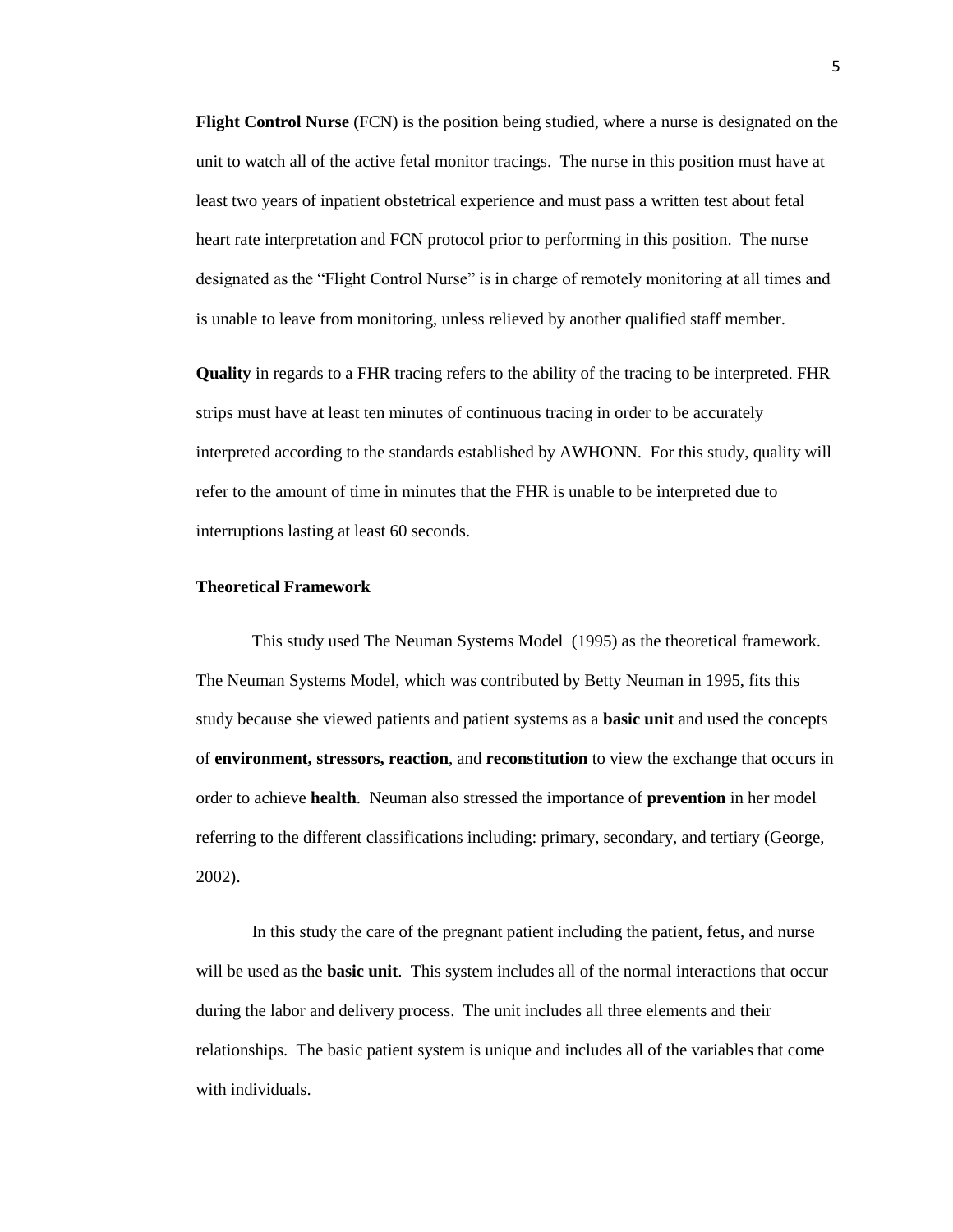**Flight Control Nurse** (FCN) is the position being studied, where a nurse is designated on the unit to watch all of the active fetal monitor tracings. The nurse in this position must have at least two years of inpatient obstetrical experience and must pass a written test about fetal heart rate interpretation and FCN protocol prior to performing in this position. The nurse designated as the "Flight Control Nurse" is in charge of remotely monitoring at all times and is unable to leave from monitoring, unless relieved by another qualified staff member.

**Quality** in regards to a FHR tracing refers to the ability of the tracing to be interpreted. FHR strips must have at least ten minutes of continuous tracing in order to be accurately interpreted according to the standards established by AWHONN. For this study, quality will refer to the amount of time in minutes that the FHR is unable to be interpreted due to interruptions lasting at least 60 seconds.

**Theoretical Framework**

This study used The Neuman Systems Model (1995) as the theoretical framework. The Neuman Systems Model, which was contributed by Betty Neuman in 1995, fits this study because she viewed patients and patient systems as a **basic unit** and used the concepts of **environment, stressors, reaction**, and **reconstitution** to view the exchange that occurs in order to achieve **health**. Neuman also stressed the importance of **prevention** in her model referring to the different classifications including: primary, secondary, and tertiary (George, 2002).

In this study the care of the pregnant patient including the patient, fetus, and nurse will be used as the **basic unit**. This system includes all of the normal interactions that occur during the labor and delivery process. The unit includes all three elements and their relationships. The basic patient system is unique and includes all of the variables that come with individuals.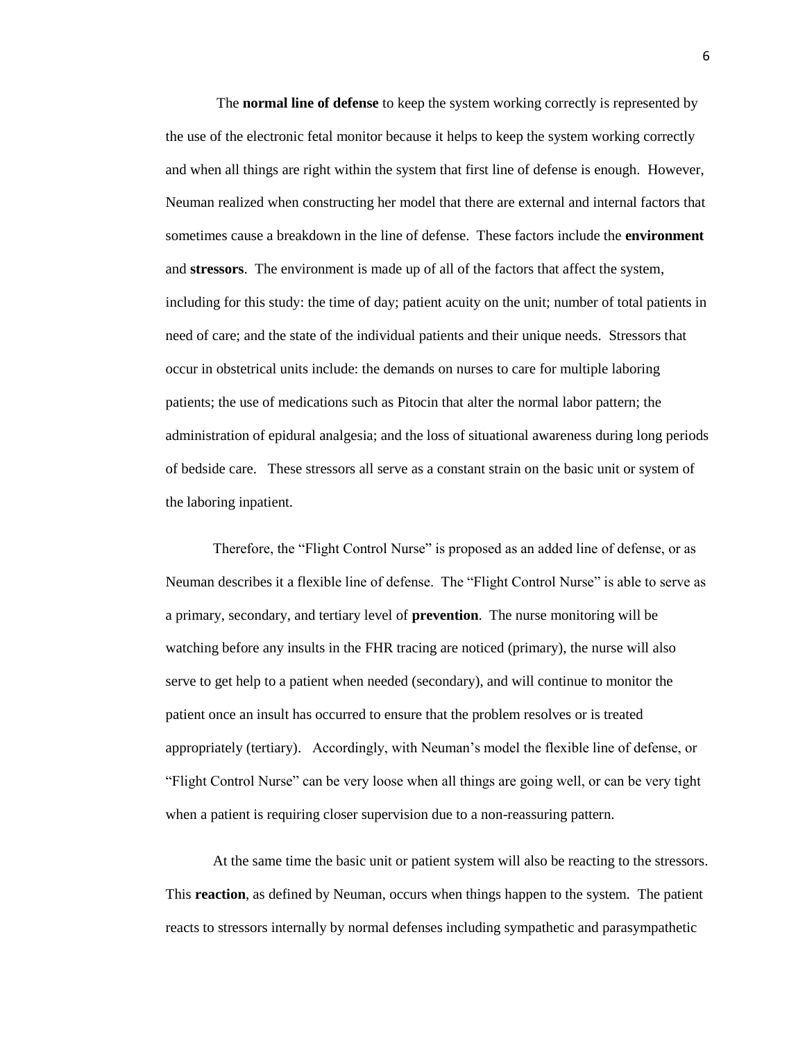The **normal line of defense** to keep the system working correctly is represented by the use of the electronic fetal monitor because it helps to keep the system working correctly and when all things are right within the system that first line of defense is enough. However, Neuman realized when constructing her model that there are external and internal factors that sometimes cause a breakdown in the line of defense. These factors include the **environment** and **stressors**. The environment is made up of all of the factors that affect the system, including for this study: the time of day; patient acuity on the unit; number of total patients in need of care; and the state of the individual patients and their unique needs. Stressors that occur in obstetrical units include: the demands on nurses to care for multiple laboring patients; the use of medications such as Pitocin that alter the normal labor pattern; the administration of epidural analgesia; and the loss of situational awareness during long periods of bedside care. These stressors all serve as a constant strain on the basic unit or system of the laboring inpatient.

Therefore, the "Flight Control Nurse" is proposed as an added line of defense, or as Neuman describes it a flexible line of defense. The "Flight Control Nurse" is able to serve as a primary, secondary, and tertiary level of **prevention**. The nurse monitoring will be watching before any insults in the FHR tracing are noticed (primary), the nurse will also serve to get help to a patient when needed (secondary), and will continue to monitor the patient once an insult has occurred to ensure that the problem resolves or is treated appropriately (tertiary). Accordingly, with Neuman's model the flexible line of defense, or "Flight Control Nurse" can be very loose when all things are going well, or can be very tight when a patient is requiring closer supervision due to a non-reassuring pattern.

At the same time the basic unit or patient system will also be reacting to the stressors. This **reaction**, as defined by Neuman, occurs when things happen to the system. The patient reacts to stressors internally by normal defenses including sympathetic and parasympathetic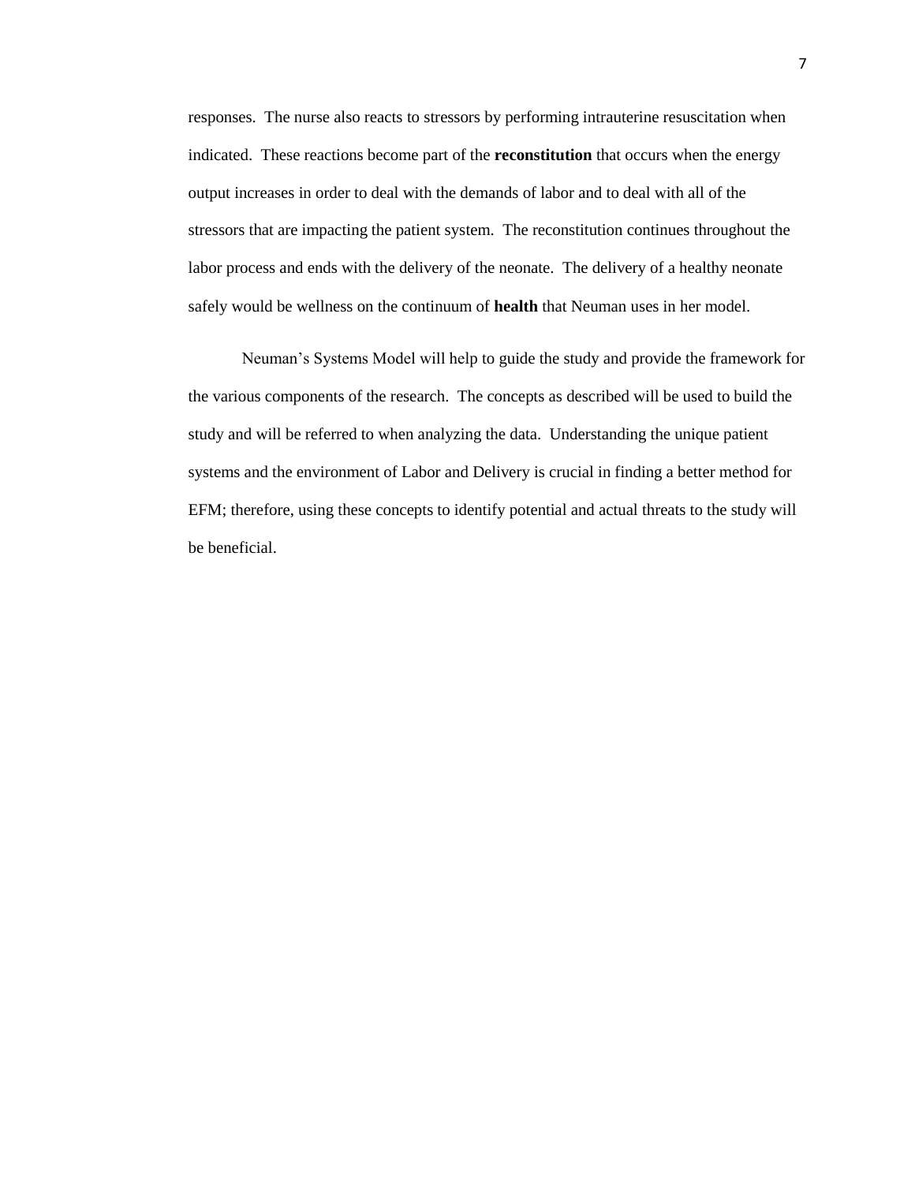responses. The nurse also reacts to stressors by performing intrauterine resuscitation when indicated. These reactions become part of the **reconstitution** that occurs when the energy output increases in order to deal with the demands of labor and to deal with all of the stressors that are impacting the patient system. The reconstitution continues throughout the labor process and ends with the delivery of the neonate. The delivery of a healthy neonate safely would be wellness on the continuum of **health** that Neuman uses in her model.

Neuman's Systems Model will help to guide the study and provide the framework for the various components of the research. The concepts as described will be used to build the study and will be referred to when analyzing the data. Understanding the unique patient systems and the environment of Labor and Delivery is crucial in finding a better method for EFM; therefore, using these concepts to identify potential and actual threats to the study will be beneficial.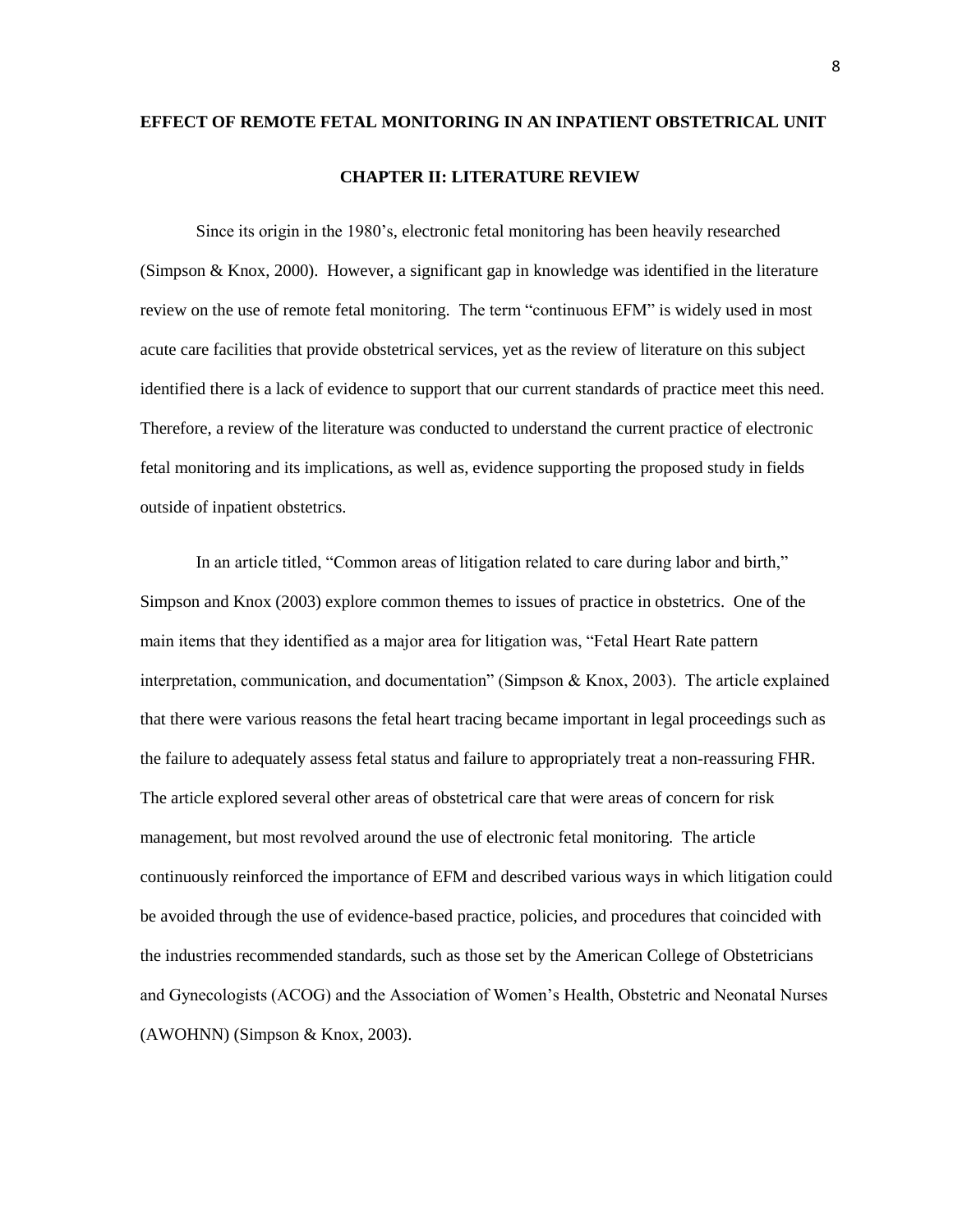**EFFECT OF REMOTE FETAL MONITORING IN AN INPATIENT OBSTETRICAL UNIT**

## CHAPTER II: LITERATURE REVIEW

Since its origin in the 1980's, electronic fetal monitoring has been heavily researched (Simpson & Knox, 2000). However, a significant gap in knowledge was identified in the literature review on the use of remote fetal monitoring. The term "continuous EFM" is widely used in most acute care facilities that provide obstetrical services, yet as the review of literature on this subject identified there is a lack of evidence to support that our current standards of practice meet this need. Therefore, a review of the literature was conducted to understand the current practice of electronic fetal monitoring and its implications, as well as, evidence supporting the proposed study in fields outside of inpatient obstetrics.

In an article titled, "Common areas of litigation related to care during labor and birth," Simpson and Knox (2003) explore common themes to issues of practice in obstetrics. One of the main items that they identified as a major area for litigation was, "Fetal Heart Rate pattern interpretation, communication, and documentation" (Simpson & Knox, 2003). The article explained that there were various reasons the fetal heart tracing became important in legal proceedings such as the failure to adequately assess fetal status and failure to appropriately treat a non-reassuring FHR. The article explored several other areas of obstetrical care that were areas of concern for risk management, but most revolved around the use of electronic fetal monitoring. The article continuously reinforced the importance of EFM and described various ways in which litigation could be avoided through the use of evidence-based practice, policies, and procedures that coincided with the industries recommended standards, such as those set by the American College of Obstetricians and Gynecologists (ACOG) and the Association of Women's Health, Obstetric and Neonatal Nurses (AWOHNN) (Simpson & Knox, 2003).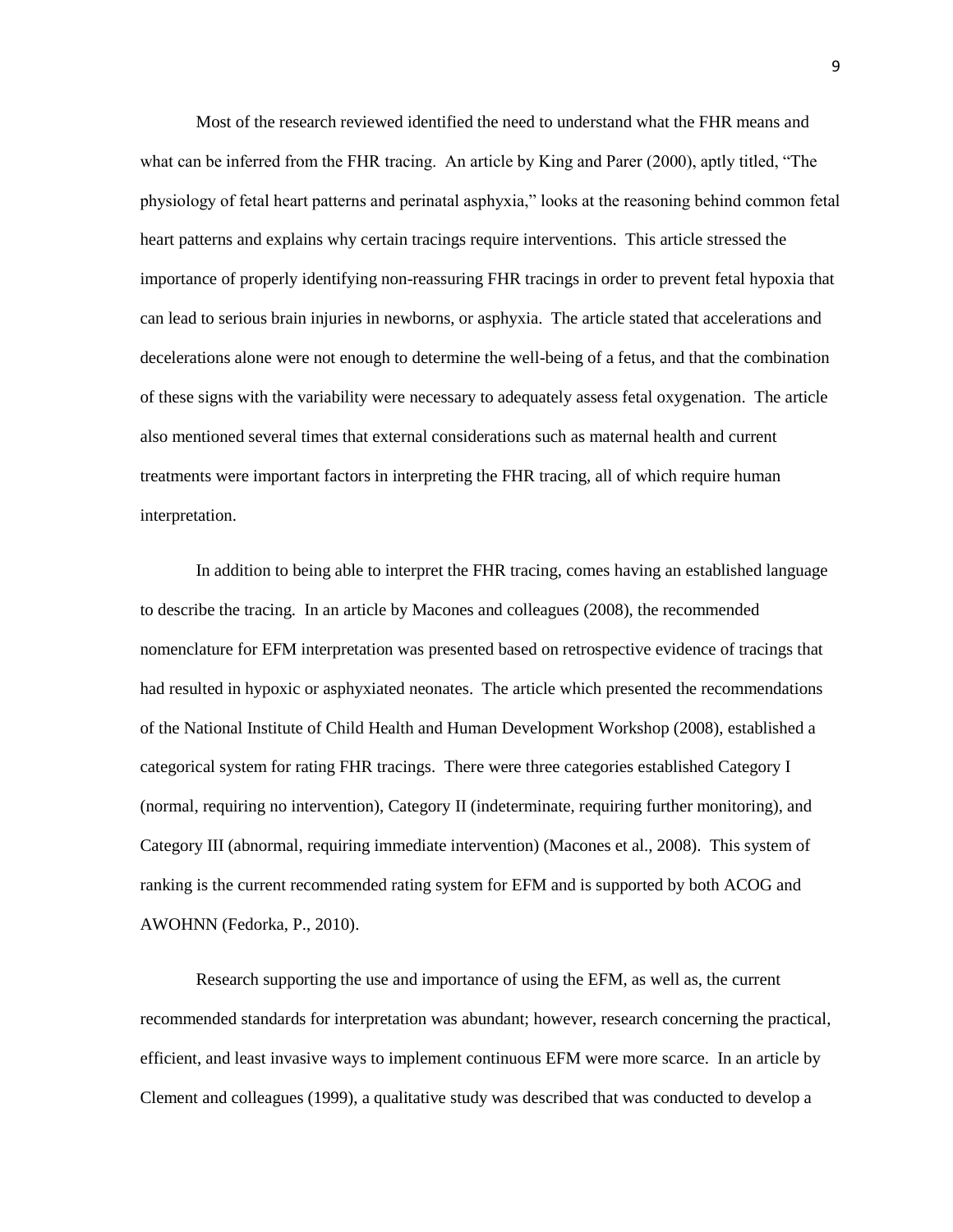Most of the research reviewed identified the need to understand what the FHR means and what can be inferred from the FHR tracing. An article by King and Parer (2000), aptly titled, "The physiology of fetal heart patterns and perinatal asphyxia," looks at the reasoning behind common fetal heart patterns and explains why certain tracings require interventions. This article stressed the importance of properly identifying non-reassuring FHR tracings in order to prevent fetal hypoxia that can lead to serious brain injuries in newborns, or asphyxia. The article stated that accelerations and decelerations alone were not enough to determine the well-being of a fetus, and that the combination of these signs with the variability were necessary to adequately assess fetal oxygenation. The article also mentioned several times that external considerations such as maternal health and current treatments were important factors in interpreting the FHR tracing, all of which require human interpretation.

In addition to being able to interpret the FHR tracing, comes having an established language to describe the tracing. In an article by Macones and colleagues (2008), the recommended nomenclature for EFM interpretation was presented based on retrospective evidence of tracings that had resulted in hypoxic or asphyxiated neonates. The article which presented the recommendations of the National Institute of Child Health and Human Development Workshop (2008), established a categorical system for rating FHR tracings. There were three categories established Category I (normal, requiring no intervention), Category II (indeterminate, requiring further monitoring), and Category III (abnormal, requiring immediate intervention) (Macones et al., 2008). This system of ranking is the current recommended rating system for EFM and is supported by both ACOG and AWOHNN (Fedorka, P., 2010).

Research supporting the use and importance of using the EFM, as well as, the current recommended standards for interpretation was abundant; however, research concerning the practical, efficient, and least invasive ways to implement continuous EFM were more scarce. In an article by Clement and colleagues (1999), a qualitative study was described that was conducted to develop a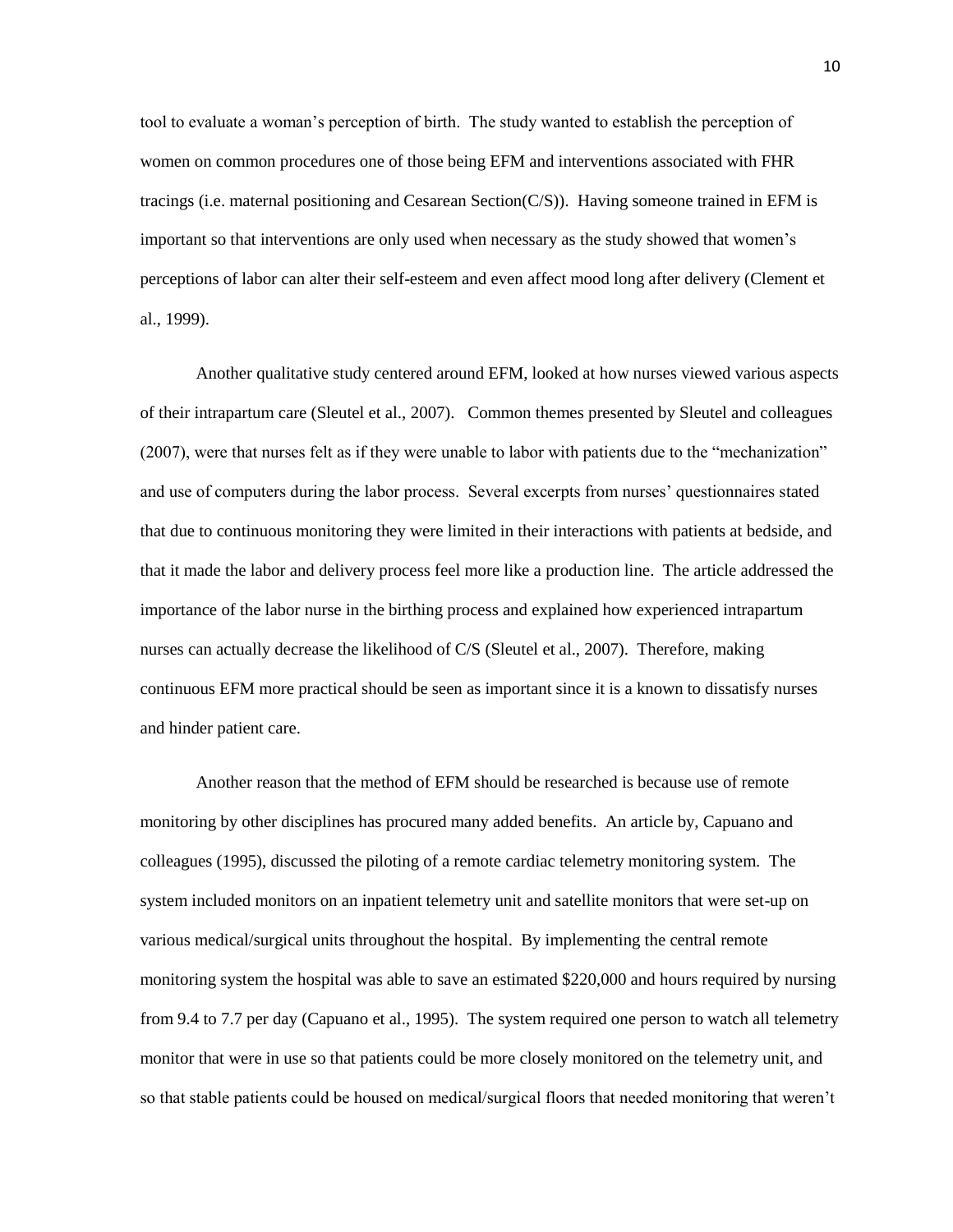tool to evaluate a woman's perception of birth. The study wanted to establish the perception of women on common procedures one of those being EFM and interventions associated with FHR tracings (i.e. maternal positioning and Cesarean Section(C/S)). Having someone trained in EFM is important so that interventions are only used when necessary as the study showed that women's perceptions of labor can alter their self-esteem and even affect mood long after delivery (Clement et al., 1999).

Another qualitative study centered around EFM, looked at how nurses viewed various aspects of their intrapartum care (Sleutel et al., 2007). Common themes presented by Sleutel and colleagues (2007), were that nurses felt as if they were unable to labor with patients due to the "mechanization" and use of computers during the labor process. Several excerpts from nurses' questionnaires stated that due to continuous monitoring they were limited in their interactions with patients at bedside, and that it made the labor and delivery process feel more like a production line. The article addressed the importance of the labor nurse in the birthing process and explained how experienced intrapartum nurses can actually decrease the likelihood of C/S (Sleutel et al., 2007). Therefore, making continuous EFM more practical should be seen as important since it is a known to dissatisfy nurses and hinder patient care.

Another reason that the method of EFM should be researched is because use of remote monitoring by other disciplines has procured many added benefits. An article by, Capuano and colleagues (1995), discussed the piloting of a remote cardiac telemetry monitoring system. The system included monitors on an inpatient telemetry unit and satellite monitors that were set-up on various medical/surgical units throughout the hospital. By implementing the central remote monitoring system the hospital was able to save an estimated $220,000 and hours required by nursing from 9.4 to 7.7 per day (Capuano et al., 1995). The system required one person to watch all telemetry monitor that were in use so that patients could be more closely monitored on the telemetry unit, and so that stable patients could be housed on medical/surgical floors that needed monitoring that weren't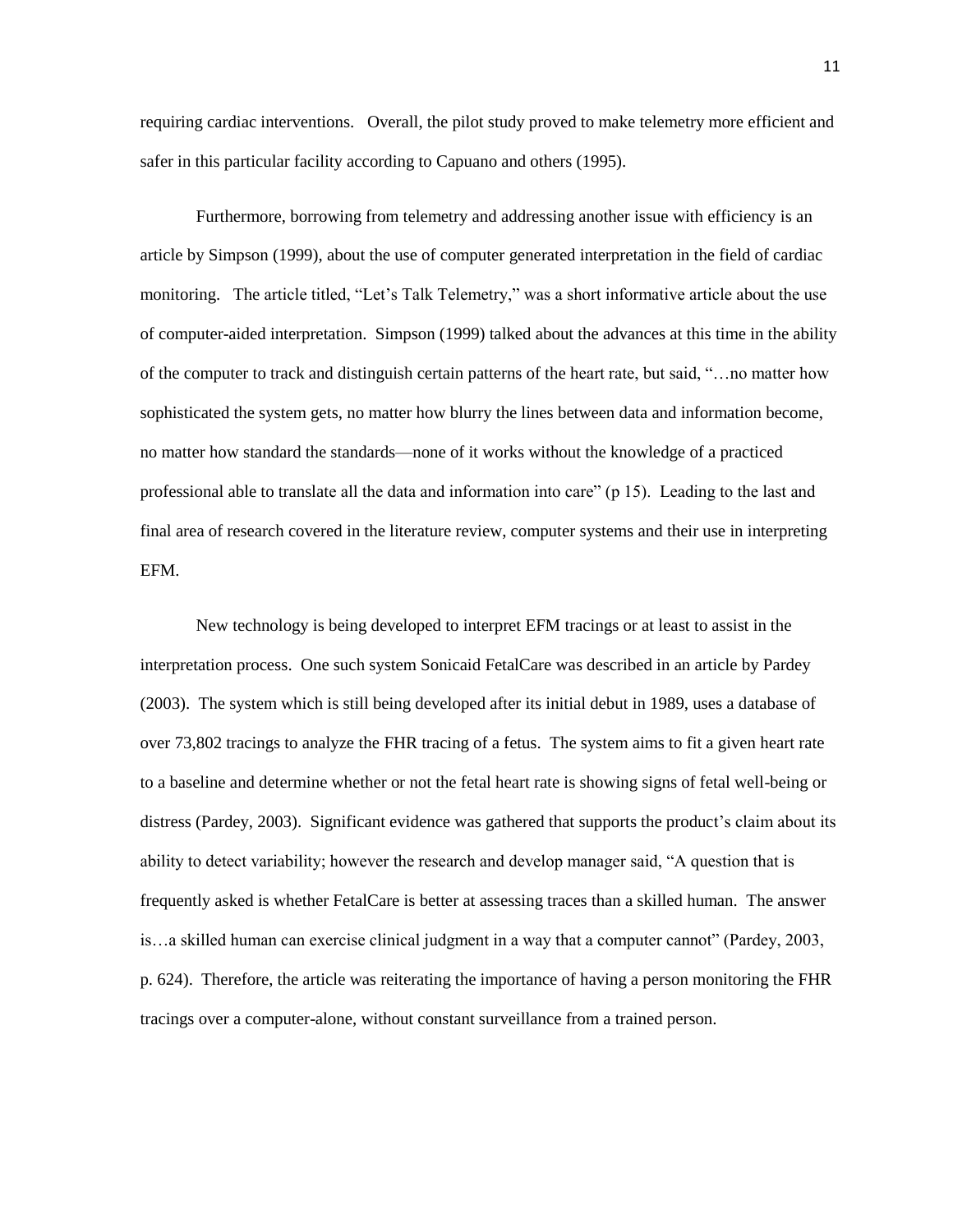requiring cardiac interventions. Overall, the pilot study proved to make telemetry more efficient and safer in this particular facility according to Capuano and others (1995).

Furthermore, borrowing from telemetry and addressing another issue with efficiency is an article by Simpson (1999), about the use of computer generated interpretation in the field of cardiac monitoring. The article titled, "Let's Talk Telemetry," was a short informative article about the use of computer-aided interpretation. Simpson (1999) talked about the advances at this time in the ability of the computer to track and distinguish certain patterns of the heart rate, but said, "…no matter how sophisticated the system gets, no matter how blurry the lines between data and information become, no matter how standard the standards—none of it works without the knowledge of a practiced professional able to translate all the data and information into care" (p 15). Leading to the last and final area of research covered in the literature review, computer systems and their use in interpreting EFM.

New technology is being developed to interpret EFM tracings or at least to assist in the interpretation process. One such system Sonicaid FetalCare was described in an article by Pardey (2003). The system which is still being developed after its initial debut in 1989, uses a database of over 73,802 tracings to analyze the FHR tracing of a fetus. The system aims to fit a given heart rate to a baseline and determine whether or not the fetal heart rate is showing signs of fetal well-being or distress (Pardey, 2003). Significant evidence was gathered that supports the product's claim about its ability to detect variability; however the research and develop manager said, "A question that is frequently asked is whether FetalCare is better at assessing traces than a skilled human. The answer is…a skilled human can exercise clinical judgment in a way that a computer cannot" (Pardey, 2003, p. 624). Therefore, the article was reiterating the importance of having a person monitoring the FHR tracings over a computer-alone, without constant surveillance from a trained person.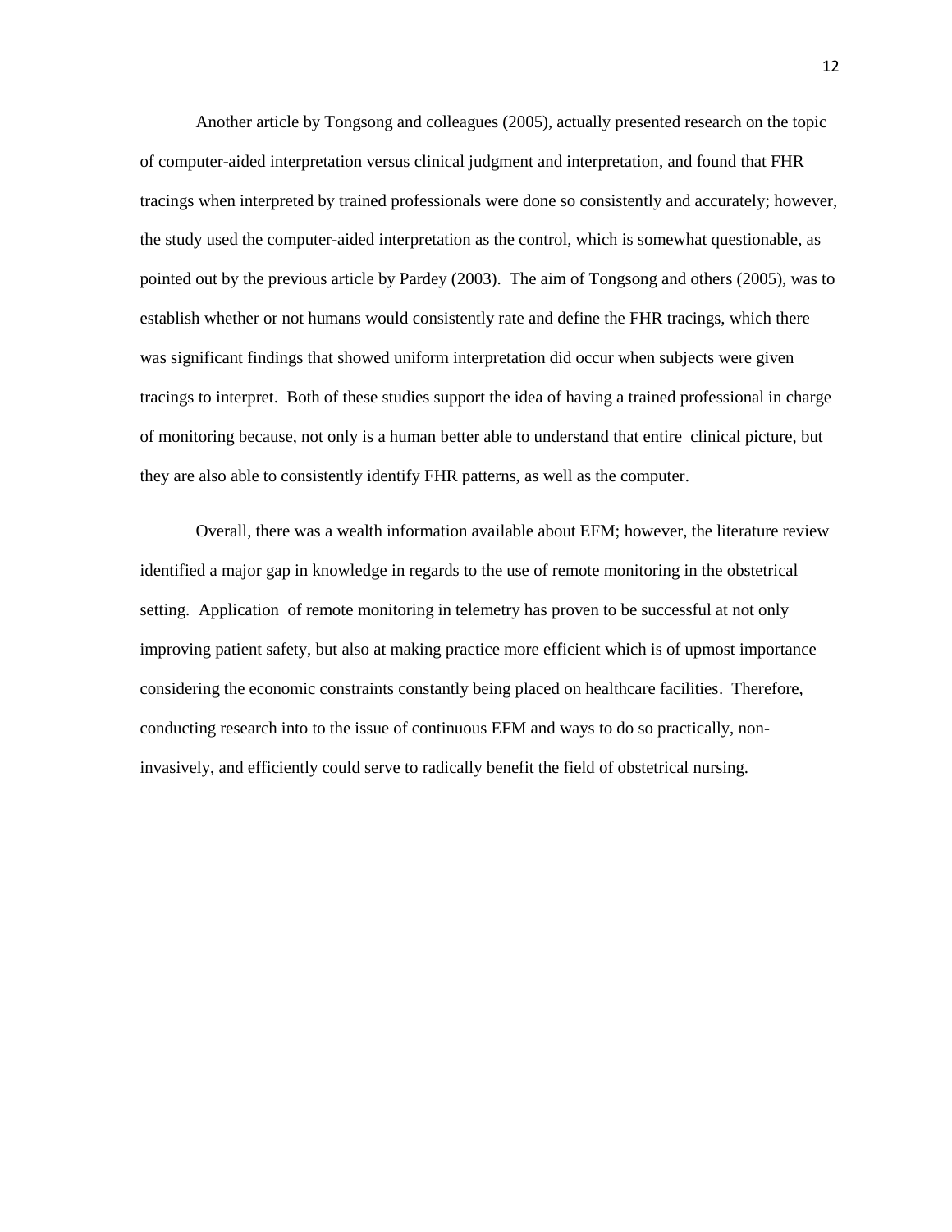Another article by Tongsong and colleagues (2005), actually presented research on the topic of computer-aided interpretation versus clinical judgment and interpretation, and found that FHR tracings when interpreted by trained professionals were done so consistently and accurately; however, the study used the computer-aided interpretation as the control, which is somewhat questionable, as pointed out by the previous article by Pardey (2003). The aim of Tongsong and others (2005), was to establish whether or not humans would consistently rate and define the FHR tracings, which there was significant findings that showed uniform interpretation did occur when subjects were given tracings to interpret. Both of these studies support the idea of having a trained professional in charge of monitoring because, not only is a human better able to understand that entire clinical picture, but they are also able to consistently identify FHR patterns, as well as the computer.

Overall, there was a wealth information available about EFM; however, the literature review identified a major gap in knowledge in regards to the use of remote monitoring in the obstetrical setting. Application of remote monitoring in telemetry has proven to be successful at not only improving patient safety, but also at making practice more efficient which is of upmost importance considering the economic constraints constantly being placed on healthcare facilities. Therefore, conducting research into to the issue of continuous EFM and ways to do so practically, non-invasively, and efficiently could serve to radically benefit the field of obstetrical nursing.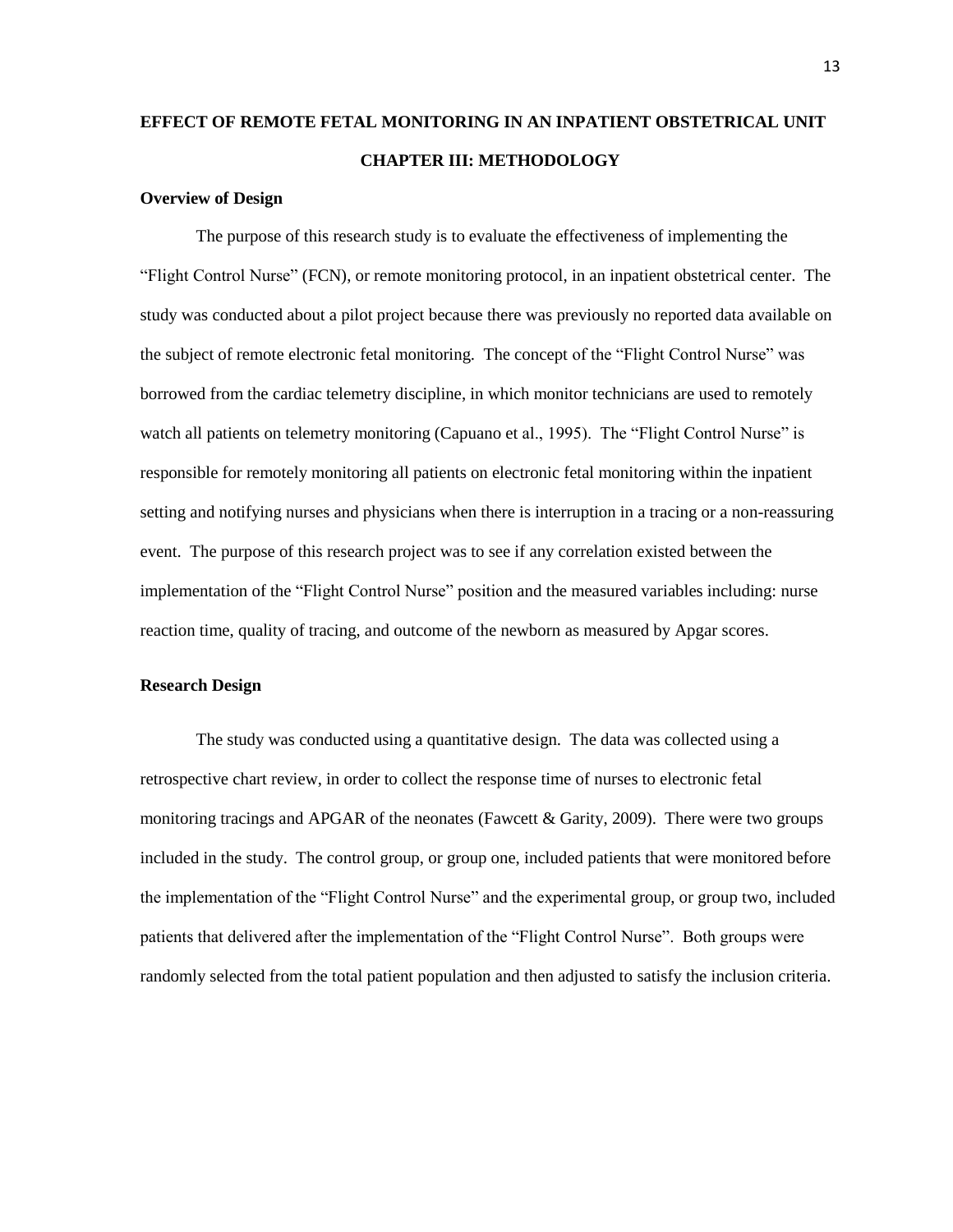# EFFECT OF REMOTE FETAL MONITORING IN AN INPATIENT OBSTETRICAL UNIT

## CHAPTER III: METHODOLOGY

### Overview of Design

The purpose of this research study is to evaluate the effectiveness of implementing the "Flight Control Nurse" (FCN), or remote monitoring protocol, in an inpatient obstetrical center. The study was conducted about a pilot project because there was previously no reported data available on the subject of remote electronic fetal monitoring. The concept of the "Flight Control Nurse" was borrowed from the cardiac telemetry discipline, in which monitor technicians are used to remotely watch all patients on telemetry monitoring (Capuano et al., 1995). The "Flight Control Nurse" is responsible for remotely monitoring all patients on electronic fetal monitoring within the inpatient setting and notifying nurses and physicians when there is interruption in a tracing or a non-reassuring event. The purpose of this research project was to see if any correlation existed between the implementation of the "Flight Control Nurse" position and the measured variables including: nurse reaction time, quality of tracing, and outcome of the newborn as measured by Apgar scores.

### Research Design

The study was conducted using a quantitative design. The data was collected using a retrospective chart review, in order to collect the response time of nurses to electronic fetal monitoring tracings and APGAR of the neonates (Fawcett & Garity, 2009). There were two groups included in the study. The control group, or group one, included patients that were monitored before the implementation of the "Flight Control Nurse" and the experimental group, or group two, included patients that delivered after the implementation of the "Flight Control Nurse". Both groups were randomly selected from the total patient population and then adjusted to satisfy the inclusion criteria.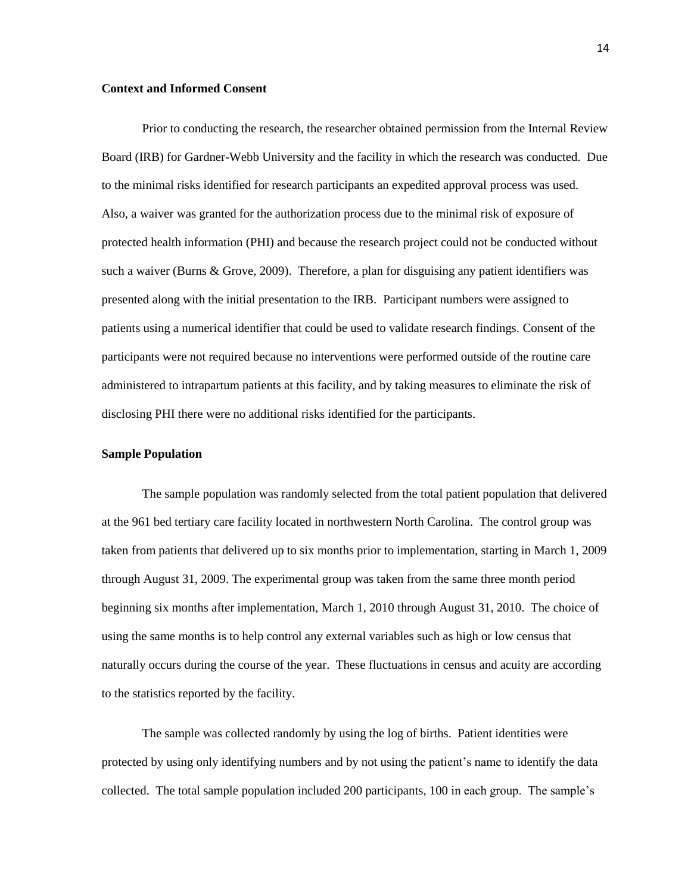**Context and Informed Consent**

Prior to conducting the research, the researcher obtained permission from the Internal Review Board (IRB) for Gardner-Webb University and the facility in which the research was conducted. Due to the minimal risks identified for research participants an expedited approval process was used. Also, a waiver was granted for the authorization process due to the minimal risk of exposure of protected health information (PHI) and because the research project could not be conducted without such a waiver (Burns & Grove, 2009). Therefore, a plan for disguising any patient identifiers was presented along with the initial presentation to the IRB. Participant numbers were assigned to patients using a numerical identifier that could be used to validate research findings. Consent of the participants were not required because no interventions were performed outside of the routine care administered to intrapartum patients at this facility, and by taking measures to eliminate the risk of disclosing PHI there were no additional risks identified for the participants.

**Sample Population**

The sample population was randomly selected from the total patient population that delivered at the 961 bed tertiary care facility located in northwestern North Carolina. The control group was taken from patients that delivered up to six months prior to implementation, starting in March 1, 2009 through August 31, 2009. The experimental group was taken from the same three month period beginning six months after implementation, March 1, 2010 through August 31, 2010. The choice of using the same months is to help control any external variables such as high or low census that naturally occurs during the course of the year. These fluctuations in census and acuity are according to the statistics reported by the facility.

The sample was collected randomly by using the log of births. Patient identities were protected by using only identifying numbers and by not using the patient's name to identify the data collected. The total sample population included 200 participants, 100 in each group. The sample's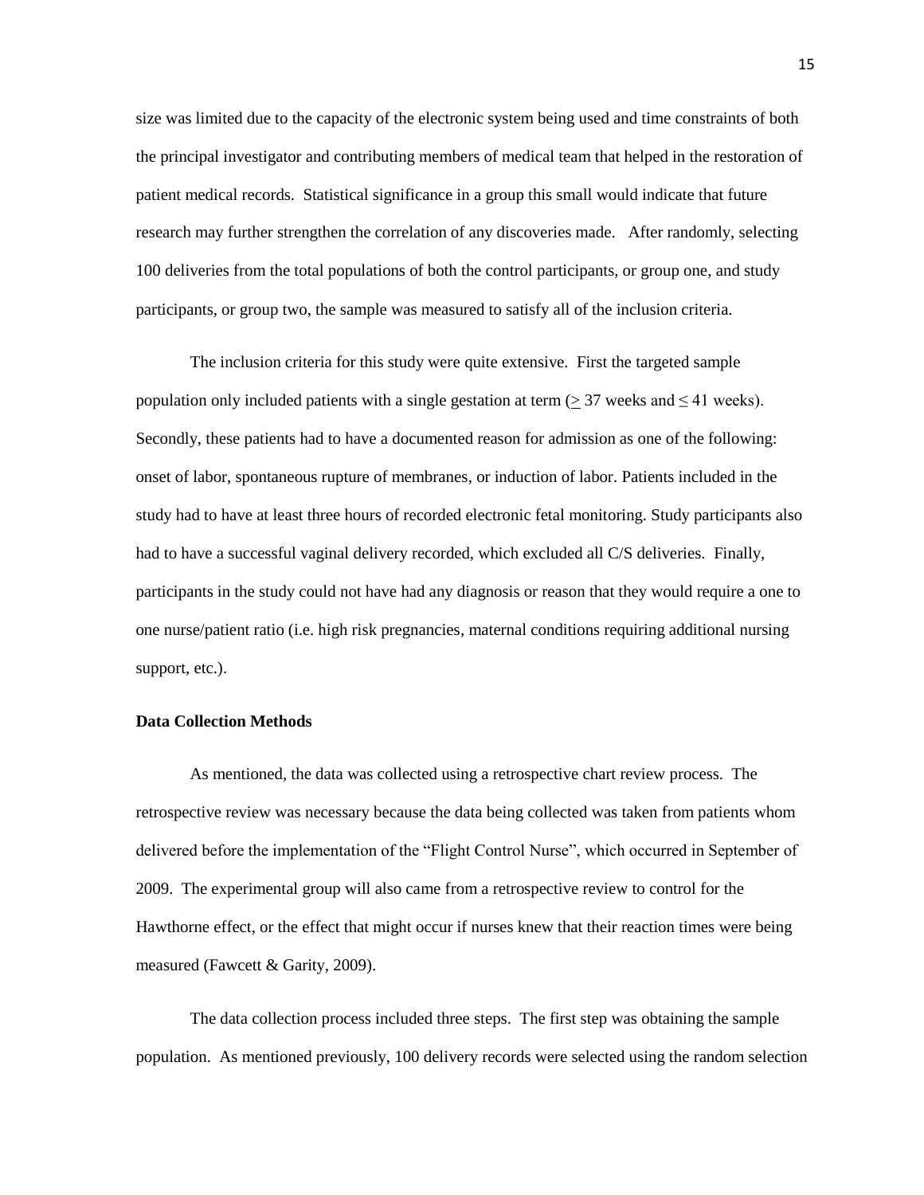size was limited due to the capacity of the electronic system being used and time constraints of both the principal investigator and contributing members of medical team that helped in the restoration of patient medical records. Statistical significance in a group this small would indicate that future research may further strengthen the correlation of any discoveries made. After randomly, selecting 100 deliveries from the total populations of both the control participants, or group one, and study participants, or group two, the sample was measured to satisfy all of the inclusion criteria.

The inclusion criteria for this study were quite extensive. First the targeted sample population only included patients with a single gestation at term ($\geq$ 37 weeks and $\leq$ 41 weeks). Secondly, these patients had to have a documented reason for admission as one of the following: onset of labor, spontaneous rupture of membranes, or induction of labor. Patients included in the study had to have at least three hours of recorded electronic fetal monitoring. Study participants also had to have a successful vaginal delivery recorded, which excluded all C/S deliveries. Finally, participants in the study could not have had any diagnosis or reason that they would require a one to one nurse/patient ratio (i.e. high risk pregnancies, maternal conditions requiring additional nursing support, etc.).

**Data Collection Methods**

As mentioned, the data was collected using a retrospective chart review process. The retrospective review was necessary because the data being collected was taken from patients whom delivered before the implementation of the "Flight Control Nurse", which occurred in September of 2009. The experimental group will also came from a retrospective review to control for the Hawthorne effect, or the effect that might occur if nurses knew that their reaction times were being measured (Fawcett & Garity, 2009).

The data collection process included three steps. The first step was obtaining the sample population. As mentioned previously, 100 delivery records were selected using the random selection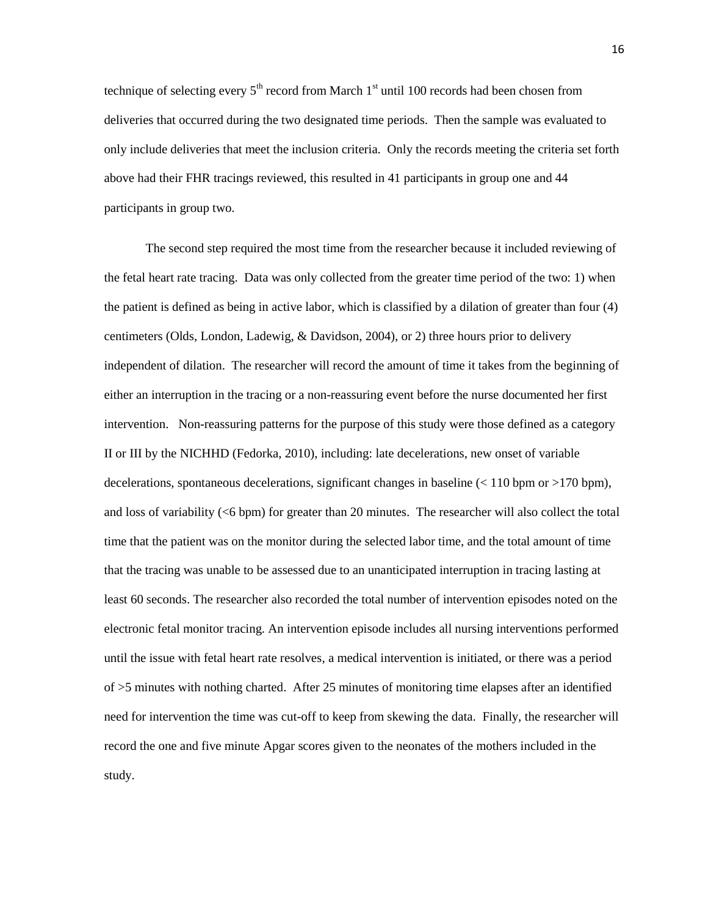technique of selecting every 5th record from March 1st until 100 records had been chosen from deliveries that occurred during the two designated time periods. Then the sample was evaluated to only include deliveries that meet the inclusion criteria. Only the records meeting the criteria set forth above had their FHR tracings reviewed, this resulted in 41 participants in group one and 44 participants in group two.

The second step required the most time from the researcher because it included reviewing of the fetal heart rate tracing. Data was only collected from the greater time period of the two: 1) when the patient is defined as being in active labor, which is classified by a dilation of greater than four (4) centimeters (Olds, London, Ladewig, & Davidson, 2004), or 2) three hours prior to delivery independent of dilation. The researcher will record the amount of time it takes from the beginning of either an interruption in the tracing or a non-reassuring event before the nurse documented her first intervention. Non-reassuring patterns for the purpose of this study were those defined as a category II or III by the NICHHD (Fedorka, 2010), including: late decelerations, new onset of variable decelerations, spontaneous decelerations, significant changes in baseline (< 110 bpm or >170 bpm), and loss of variability (<6 bpm) for greater than 20 minutes. The researcher will also collect the total time that the patient was on the monitor during the selected labor time, and the total amount of time that the tracing was unable to be assessed due to an unanticipated interruption in tracing lasting at least 60 seconds. The researcher also recorded the total number of intervention episodes noted on the electronic fetal monitor tracing. An intervention episode includes all nursing interventions performed until the issue with fetal heart rate resolves, a medical intervention is initiated, or there was a period of >5 minutes with nothing charted. After 25 minutes of monitoring time elapses after an identified need for intervention the time was cut-off to keep from skewing the data. Finally, the researcher will record the one and five minute Apgar scores given to the neonates of the mothers included in the study.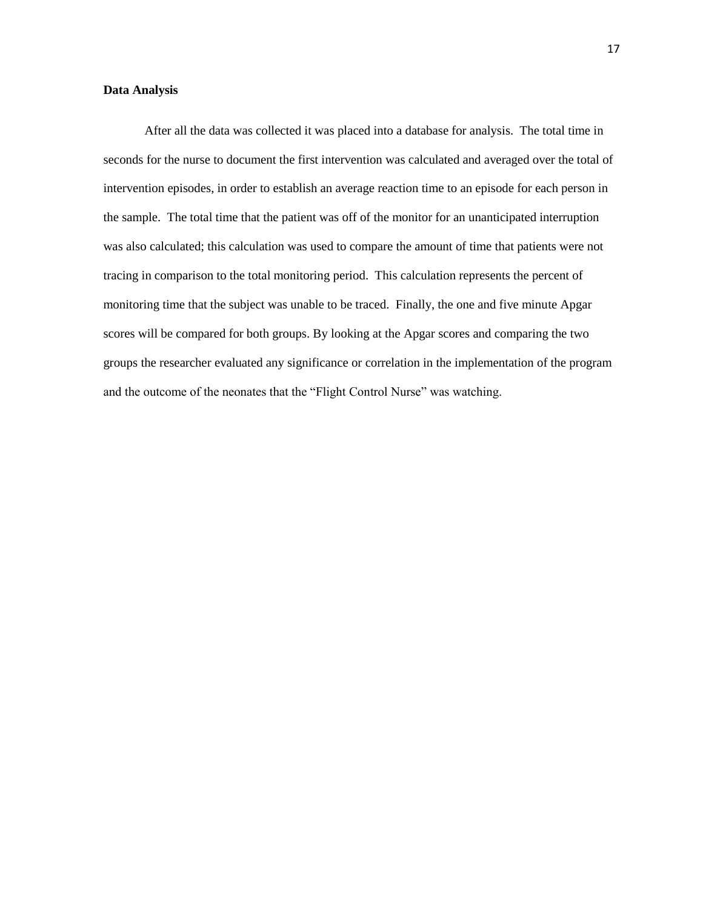**Data Analysis**

After all the data was collected it was placed into a database for analysis. The total time in seconds for the nurse to document the first intervention was calculated and averaged over the total of intervention episodes, in order to establish an average reaction time to an episode for each person in the sample. The total time that the patient was off of the monitor for an unanticipated interruption was also calculated; this calculation was used to compare the amount of time that patients were not tracing in comparison to the total monitoring period. This calculation represents the percent of monitoring time that the subject was unable to be traced. Finally, the one and five minute Apgar scores will be compared for both groups. By looking at the Apgar scores and comparing the two groups the researcher evaluated any significance or correlation in the implementation of the program and the outcome of the neonates that the "Flight Control Nurse" was watching.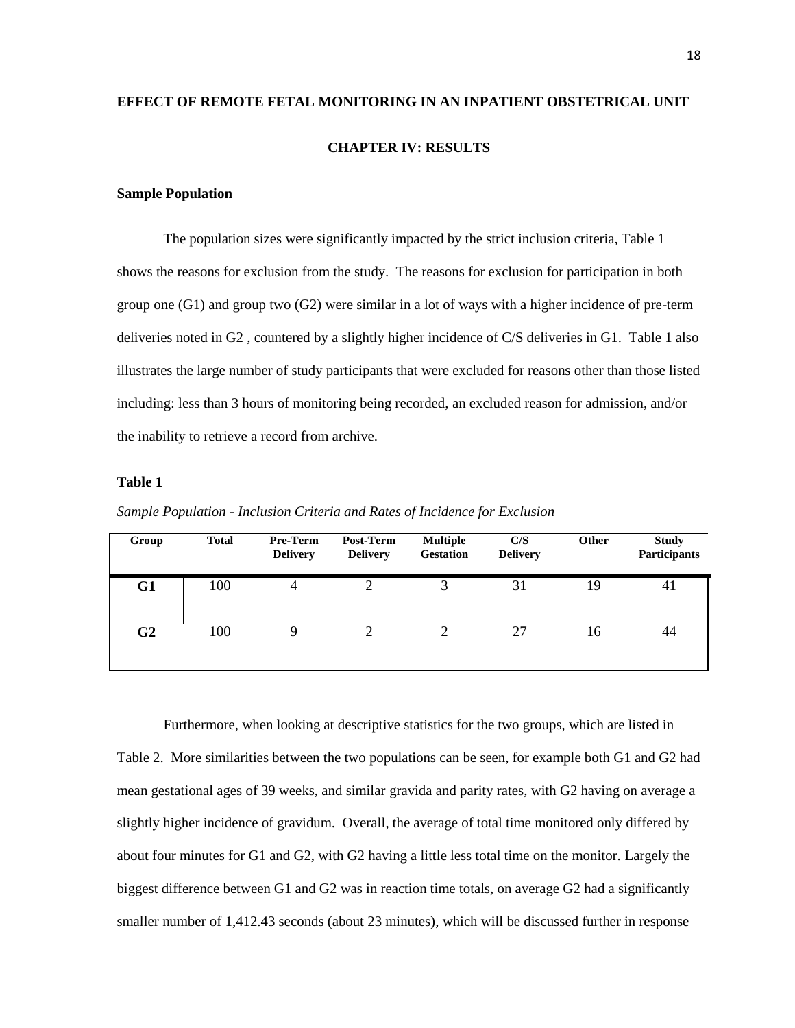# EFFECT OF REMOTE FETAL MONITORING IN AN INPATIENT OBSTETRICAL UNIT

## CHAPTER IV: RESULTS

### Sample Population

The population sizes were significantly impacted by the strict inclusion criteria, Table 1 shows the reasons for exclusion from the study. The reasons for exclusion for participation in both group one (G1) and group two (G2) were similar in a lot of ways with a higher incidence of pre-term deliveries noted in G2 , countered by a slightly higher incidence of C/S deliveries in G1. Table 1 also illustrates the large number of study participants that were excluded for reasons other than those listed including: less than 3 hours of monitoring being recorded, an excluded reason for admission, and/or the inability to retrieve a record from archive.

**Table 1**

*Sample Population - Inclusion Criteria and Rates of Incidence for Exclusion*

| Group | Total | Pre-Term Delivery | Post-Term Delivery | Multiple Gestation | C/S Delivery | Other | Study Participants |
|---|---|---|---|---|---|---|---|
| **G1** | 100 | 4 | 2 | 3 | 31 | 19 | 41 |
| **G2** | 100 | 9 | 2 | 2 | 27 | 16 | 44 |

Furthermore, when looking at descriptive statistics for the two groups, which are listed in Table 2. More similarities between the two populations can be seen, for example both G1 and G2 had mean gestational ages of 39 weeks, and similar gravida and parity rates, with G2 having on average a slightly higher incidence of gravidum. Overall, the average of total time monitored only differed by about four minutes for G1 and G2, with G2 having a little less total time on the monitor. Largely the biggest difference between G1 and G2 was in reaction time totals, on average G2 had a significantly smaller number of 1,412.43 seconds (about 23 minutes), which will be discussed further in response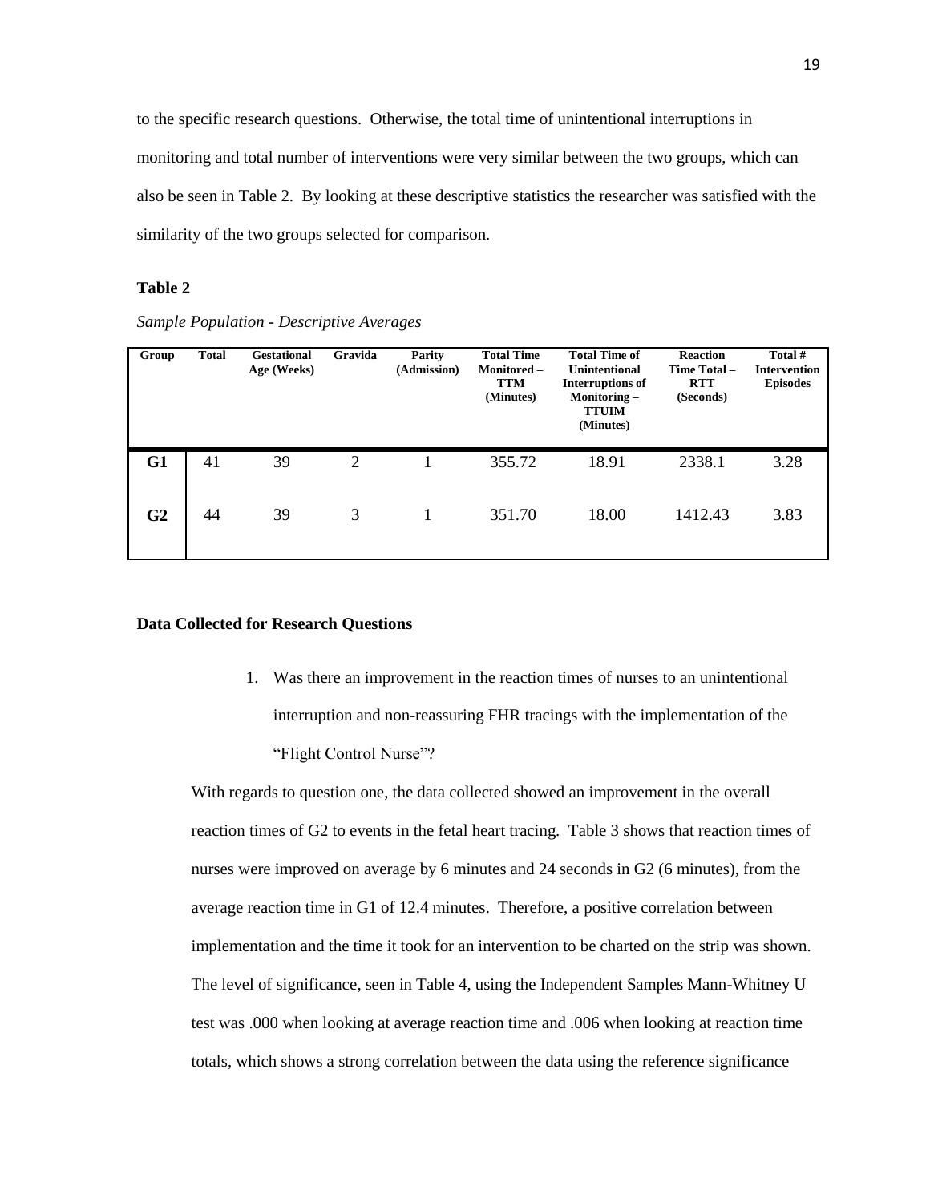to the specific research questions. Otherwise, the total time of unintentional interruptions in monitoring and total number of interventions were very similar between the two groups, which can also be seen in Table 2. By looking at these descriptive statistics the researcher was satisfied with the similarity of the two groups selected for comparison.

**Table 2**

*Sample Population - Descriptive Averages*

| Group | Total | Gestational Age (Weeks) | Gravida | Parity (Admission) | Total Time Monitored – TTM (Minutes) | Total Time of Unintentional Interruptions of Monitoring – TTUIM (Minutes) | Reaction Time Total – RTT (Seconds) | Total # Intervention Episodes |
|---|---|---|---|---|---|---|---|---|
| **G1** | 41 | 39 | 2 | 1 | 355.72 | 18.91 | 2338.1 | 3.28 |
| **G2** | 44 | 39 | 3 | 1 | 351.70 | 18.00 | 1412.43 | 3.83 |

**Data Collected for Research Questions**

1. Was there an improvement in the reaction times of nurses to an unintentional interruption and non-reassuring FHR tracings with the implementation of the "Flight Control Nurse"?

With regards to question one, the data collected showed an improvement in the overall reaction times of G2 to events in the fetal heart tracing. Table 3 shows that reaction times of nurses were improved on average by 6 minutes and 24 seconds in G2 (6 minutes), from the average reaction time in G1 of 12.4 minutes. Therefore, a positive correlation between implementation and the time it took for an intervention to be charted on the strip was shown. The level of significance, seen in Table 4, using the Independent Samples Mann-Whitney U test was .000 when looking at average reaction time and .006 when looking at reaction time totals, which shows a strong correlation between the data using the reference significance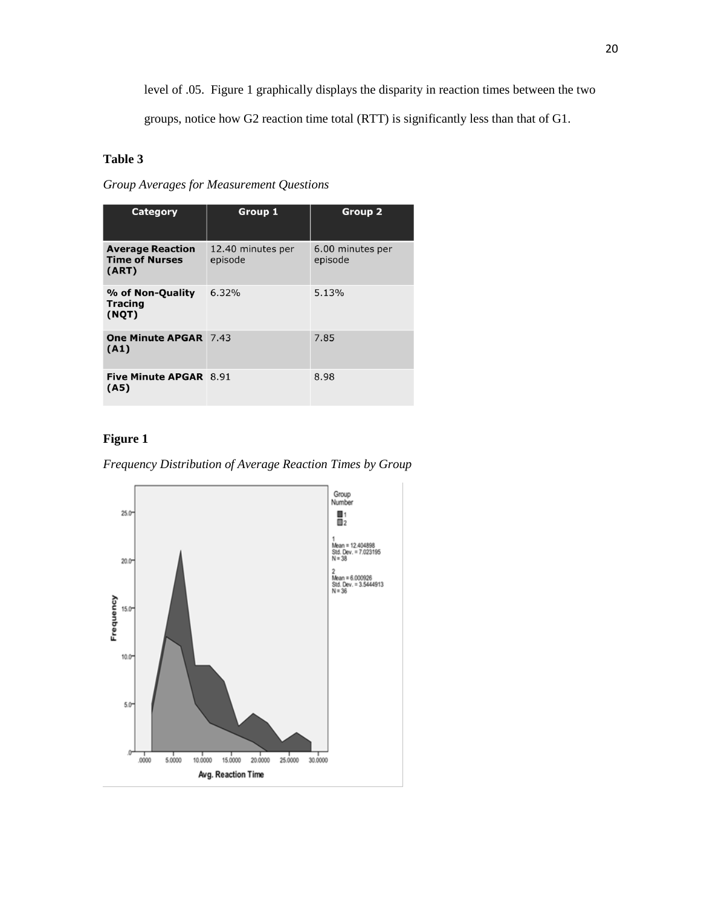level of .05. Figure 1 graphically displays the disparity in reaction times between the two groups, notice how G2 reaction time total (RTT) is significantly less than that of G1.

**Table 3**

*Group Averages for Measurement Questions*

| Category | Group 1 | Group 2 |
|---|---|---|
| **Average Reaction Time of Nurses (ART)** | 12.40 minutes per episode | 6.00 minutes per episode |
| **% of Non-Quality Tracing (NQT)** | 6.32% | 5.13% |
| **One Minute APGAR (A1)** | 7.43 | 7.85 |
| **Five Minute APGAR (A5)** | 8.91 | 8.98 |

**Figure 1**

*Frequency Distribution of Average Reaction Times by Group*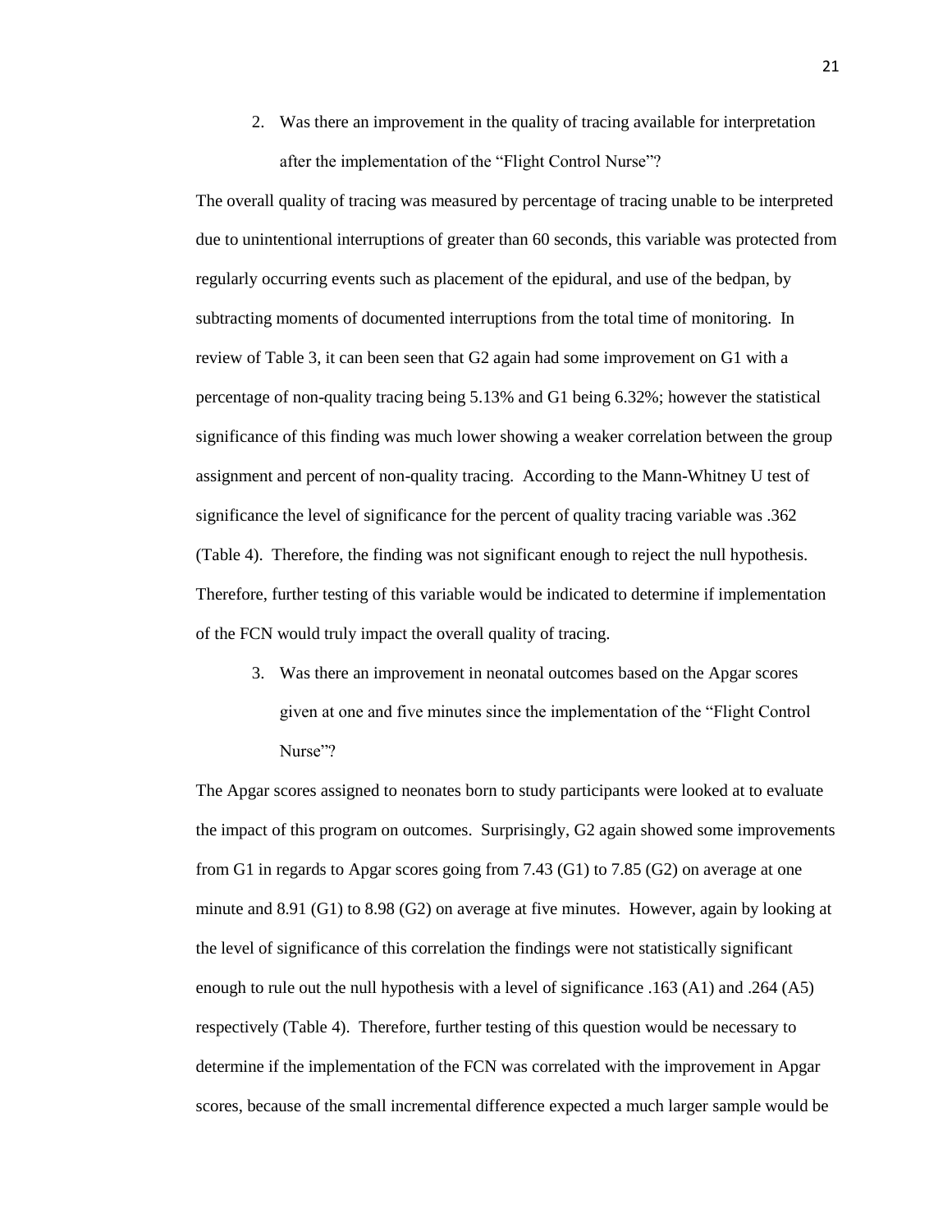2. Was there an improvement in the quality of tracing available for interpretation after the implementation of the "Flight Control Nurse"?

The overall quality of tracing was measured by percentage of tracing unable to be interpreted due to unintentional interruptions of greater than 60 seconds, this variable was protected from regularly occurring events such as placement of the epidural, and use of the bedpan, by subtracting moments of documented interruptions from the total time of monitoring. In review of Table 3, it can been seen that G2 again had some improvement on G1 with a percentage of non-quality tracing being 5.13% and G1 being 6.32%; however the statistical significance of this finding was much lower showing a weaker correlation between the group assignment and percent of non-quality tracing. According to the Mann-Whitney U test of significance the level of significance for the percent of quality tracing variable was .362 (Table 4). Therefore, the finding was not significant enough to reject the null hypothesis. Therefore, further testing of this variable would be indicated to determine if implementation of the FCN would truly impact the overall quality of tracing.

3. Was there an improvement in neonatal outcomes based on the Apgar scores given at one and five minutes since the implementation of the "Flight Control Nurse"?

The Apgar scores assigned to neonates born to study participants were looked at to evaluate the impact of this program on outcomes. Surprisingly, G2 again showed some improvements from G1 in regards to Apgar scores going from 7.43 (G1) to 7.85 (G2) on average at one minute and 8.91 (G1) to 8.98 (G2) on average at five minutes. However, again by looking at the level of significance of this correlation the findings were not statistically significant enough to rule out the null hypothesis with a level of significance .163 (A1) and .264 (A5) respectively (Table 4). Therefore, further testing of this question would be necessary to determine if the implementation of the FCN was correlated with the improvement in Apgar scores, because of the small incremental difference expected a much larger sample would be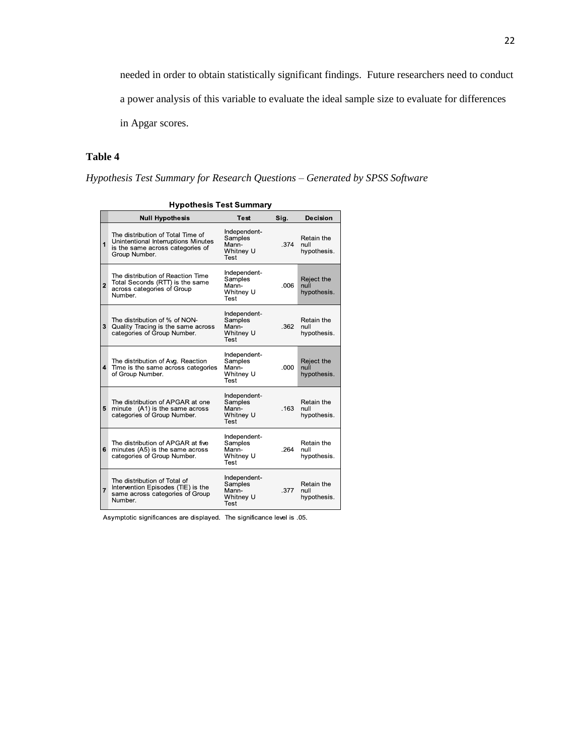needed in order to obtain statistically significant findings. Future researchers need to conduct a power analysis of this variable to evaluate the ideal sample size to evaluate for differences in Apgar scores.

**Table 4**

*Hypothesis Test Summary for Research Questions – Generated by SPSS Software*

**Hypothesis Test Summary**

| | Null Hypothesis | Test | Sig. | Decision |
|---|---|---|---|---|
| 1 | The distribution of Total Time of Unintentional Interruptions Minutes is the same across categories of Group Number. | Independent-Samples Mann-Whitney U Test | .374 | Retain the null hypothesis. |
| 2 | The distribution of Reaction Time Total Seconds (RTT) is the same across categories of Group Number. | Independent-Samples Mann-Whitney U Test | .006 | Reject the null hypothesis. |
| 3 | The distribution of % of NON-Quality Tracing is the same across categories of Group Number. | Independent-Samples Mann-Whitney U Test | .362 | Retain the null hypothesis. |
| 4 | The distribution of Avg. Reaction Time is the same across categories of Group Number. | Independent-Samples Mann-Whitney U Test | .000 | Reject the null hypothesis. |
| 5 | The distribution of APGAR at one minute (A1) is the same across categories of Group Number. | Independent-Samples Mann-Whitney U Test | .163 | Retain the null hypothesis. |
| 6 | The distribution of APGAR at five minutes (A5) is the same across categories of Group Number. | Independent-Samples Mann-Whitney U Test | .264 | Retain the null hypothesis. |
| 7 | The distribution of Total of Intervention Episodes (TIE) is the same across categories of Group Number. | Independent-Samples Mann-Whitney U Test | .377 | Retain the null hypothesis. |

Asymptotic significances are displayed. The significance level is .05.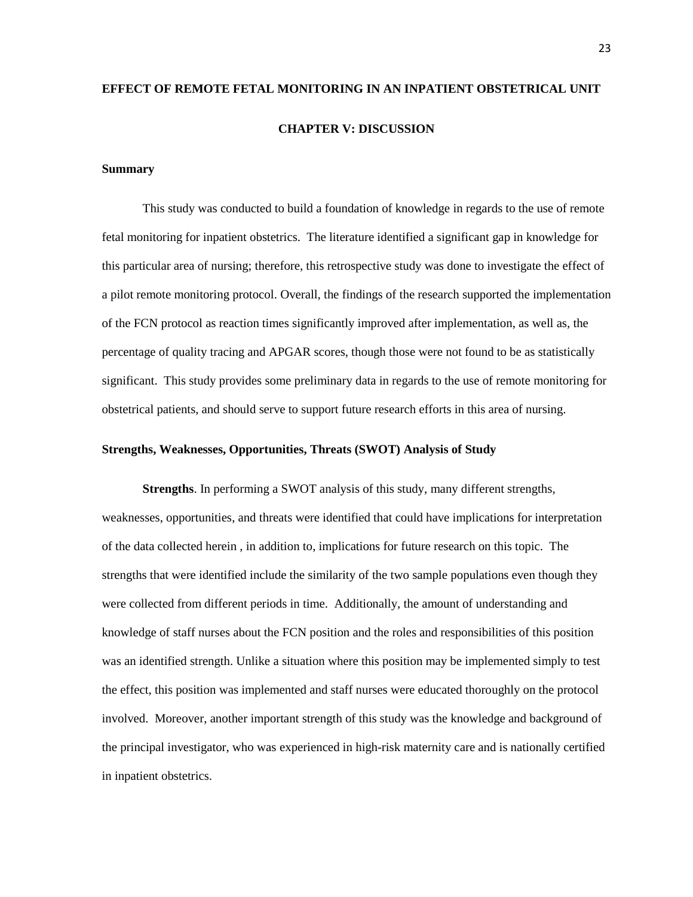# EFFECT OF REMOTE FETAL MONITORING IN AN INPATIENT OBSTETRICAL UNIT

## CHAPTER V: DISCUSSION

### Summary

This study was conducted to build a foundation of knowledge in regards to the use of remote fetal monitoring for inpatient obstetrics. The literature identified a significant gap in knowledge for this particular area of nursing; therefore, this retrospective study was done to investigate the effect of a pilot remote monitoring protocol. Overall, the findings of the research supported the implementation of the FCN protocol as reaction times significantly improved after implementation, as well as, the percentage of quality tracing and APGAR scores, though those were not found to be as statistically significant. This study provides some preliminary data in regards to the use of remote monitoring for obstetrical patients, and should serve to support future research efforts in this area of nursing.

### Strengths, Weaknesses, Opportunities, Threats (SWOT) Analysis of Study

**Strengths**. In performing a SWOT analysis of this study, many different strengths, weaknesses, opportunities, and threats were identified that could have implications for interpretation of the data collected herein , in addition to, implications for future research on this topic. The strengths that were identified include the similarity of the two sample populations even though they were collected from different periods in time. Additionally, the amount of understanding and knowledge of staff nurses about the FCN position and the roles and responsibilities of this position was an identified strength. Unlike a situation where this position may be implemented simply to test the effect, this position was implemented and staff nurses were educated thoroughly on the protocol involved. Moreover, another important strength of this study was the knowledge and background of the principal investigator, who was experienced in high-risk maternity care and is nationally certified in inpatient obstetrics.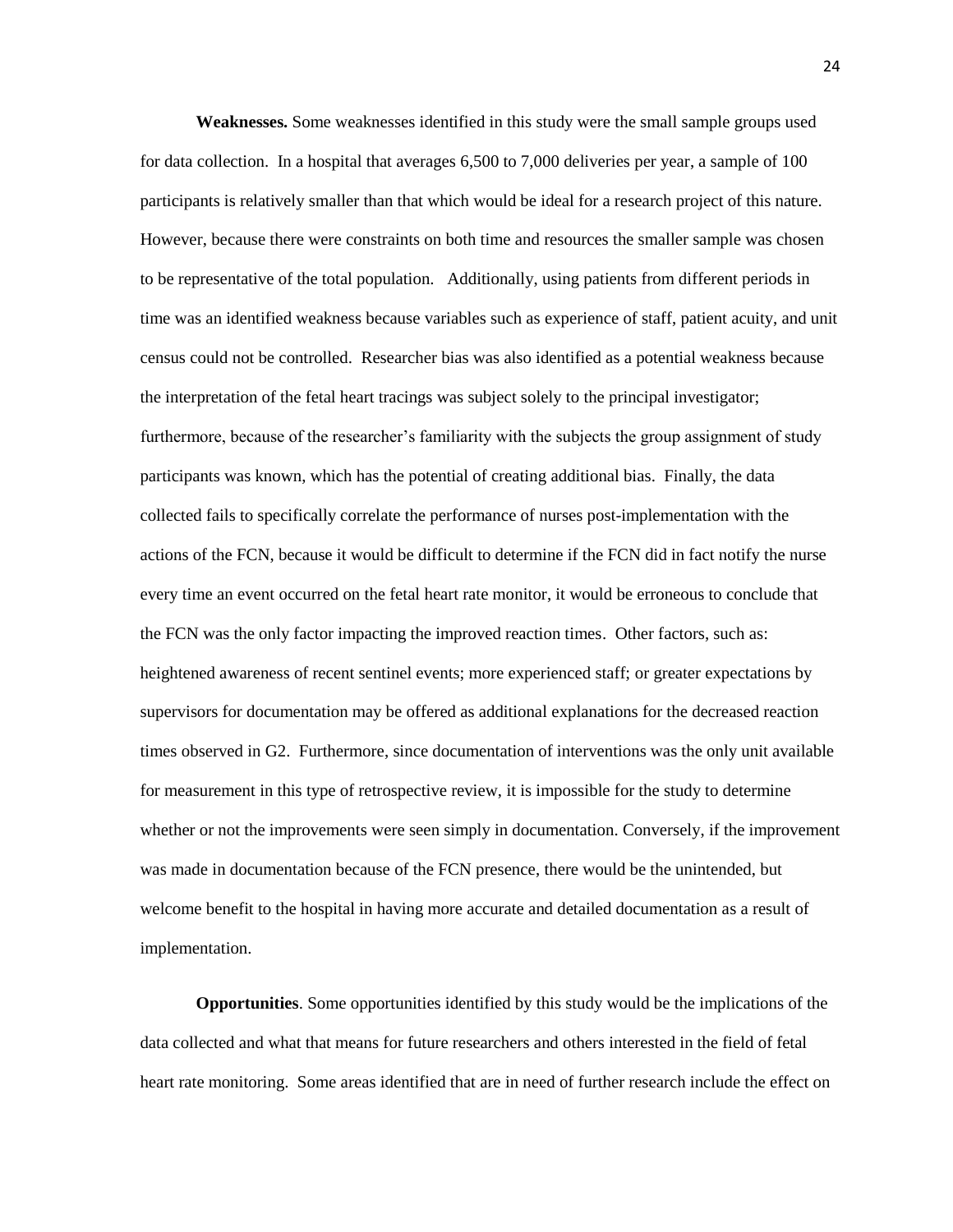**Weaknesses.** Some weaknesses identified in this study were the small sample groups used for data collection. In a hospital that averages 6,500 to 7,000 deliveries per year, a sample of 100 participants is relatively smaller than that which would be ideal for a research project of this nature. However, because there were constraints on both time and resources the smaller sample was chosen to be representative of the total population. Additionally, using patients from different periods in time was an identified weakness because variables such as experience of staff, patient acuity, and unit census could not be controlled. Researcher bias was also identified as a potential weakness because the interpretation of the fetal heart tracings was subject solely to the principal investigator; furthermore, because of the researcher's familiarity with the subjects the group assignment of study participants was known, which has the potential of creating additional bias. Finally, the data collected fails to specifically correlate the performance of nurses post-implementation with the actions of the FCN, because it would be difficult to determine if the FCN did in fact notify the nurse every time an event occurred on the fetal heart rate monitor, it would be erroneous to conclude that the FCN was the only factor impacting the improved reaction times. Other factors, such as: heightened awareness of recent sentinel events; more experienced staff; or greater expectations by supervisors for documentation may be offered as additional explanations for the decreased reaction times observed in G2. Furthermore, since documentation of interventions was the only unit available for measurement in this type of retrospective review, it is impossible for the study to determine whether or not the improvements were seen simply in documentation. Conversely, if the improvement was made in documentation because of the FCN presence, there would be the unintended, but welcome benefit to the hospital in having more accurate and detailed documentation as a result of implementation.

**Opportunities**. Some opportunities identified by this study would be the implications of the data collected and what that means for future researchers and others interested in the field of fetal heart rate monitoring. Some areas identified that are in need of further research include the effect on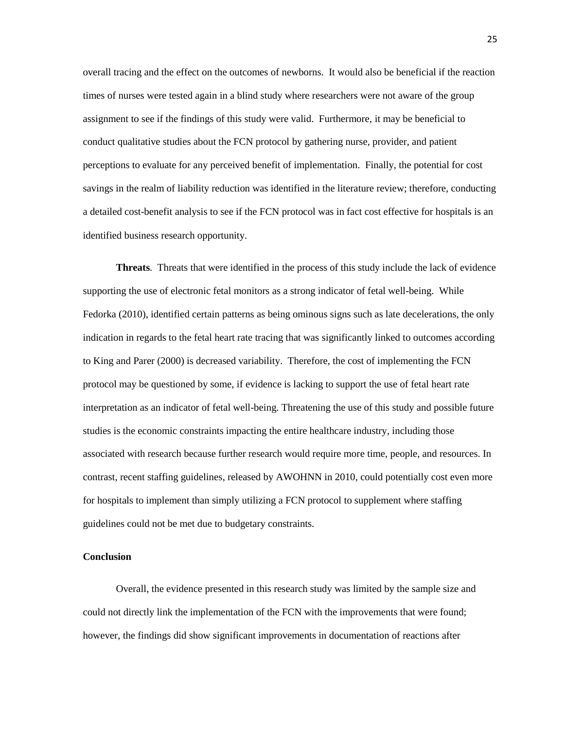overall tracing and the effect on the outcomes of newborns. It would also be beneficial if the reaction times of nurses were tested again in a blind study where researchers were not aware of the group assignment to see if the findings of this study were valid. Furthermore, it may be beneficial to conduct qualitative studies about the FCN protocol by gathering nurse, provider, and patient perceptions to evaluate for any perceived benefit of implementation. Finally, the potential for cost savings in the realm of liability reduction was identified in the literature review; therefore, conducting a detailed cost-benefit analysis to see if the FCN protocol was in fact cost effective for hospitals is an identified business research opportunity.

**Threats**. Threats that were identified in the process of this study include the lack of evidence supporting the use of electronic fetal monitors as a strong indicator of fetal well-being. While Fedorka (2010), identified certain patterns as being ominous signs such as late decelerations, the only indication in regards to the fetal heart rate tracing that was significantly linked to outcomes according to King and Parer (2000) is decreased variability. Therefore, the cost of implementing the FCN protocol may be questioned by some, if evidence is lacking to support the use of fetal heart rate interpretation as an indicator of fetal well-being. Threatening the use of this study and possible future studies is the economic constraints impacting the entire healthcare industry, including those associated with research because further research would require more time, people, and resources. In contrast, recent staffing guidelines, released by AWOHNN in 2010, could potentially cost even more for hospitals to implement than simply utilizing a FCN protocol to supplement where staffing guidelines could not be met due to budgetary constraints.

## Conclusion

Overall, the evidence presented in this research study was limited by the sample size and could not directly link the implementation of the FCN with the improvements that were found; however, the findings did show significant improvements in documentation of reactions after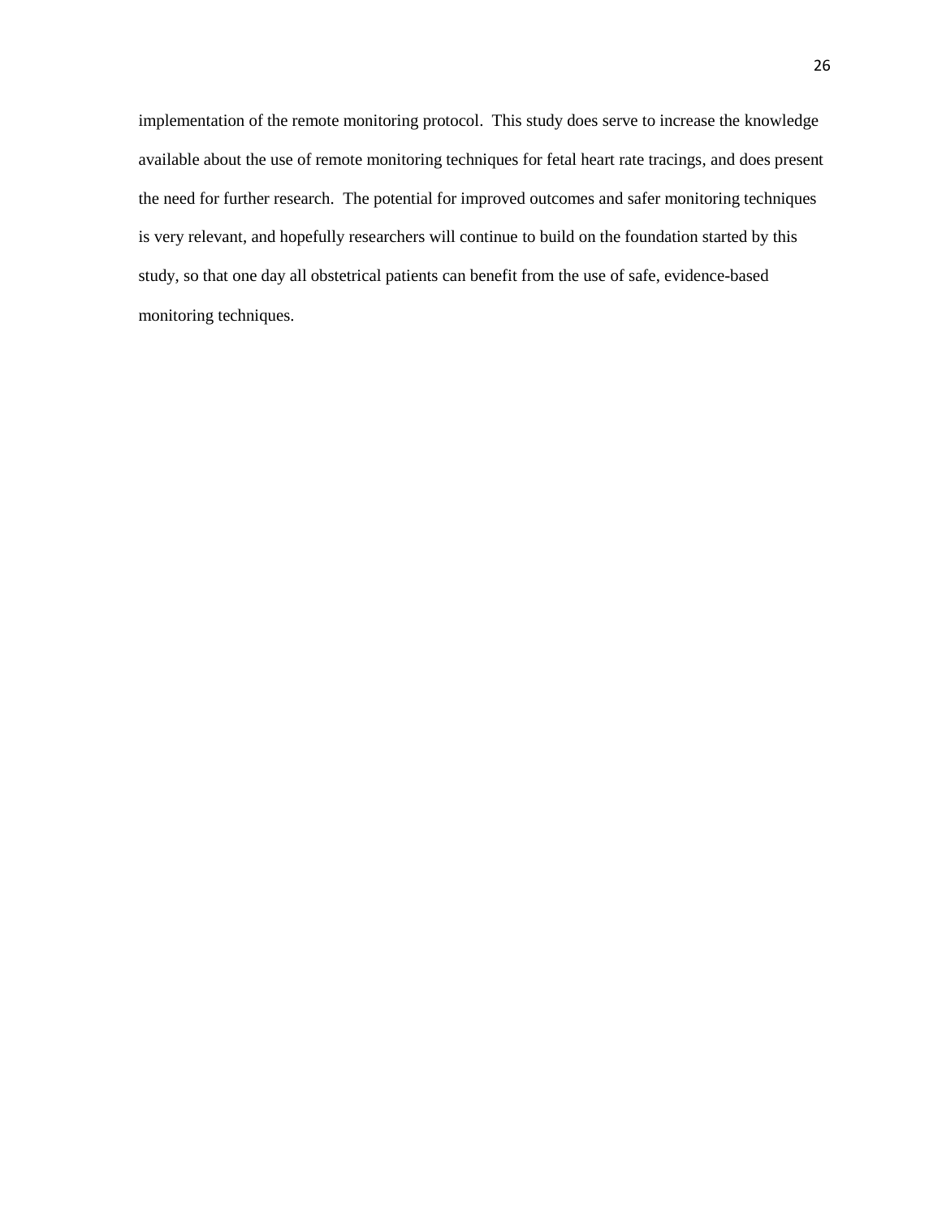implementation of the remote monitoring protocol. This study does serve to increase the knowledge available about the use of remote monitoring techniques for fetal heart rate tracings, and does present the need for further research. The potential for improved outcomes and safer monitoring techniques is very relevant, and hopefully researchers will continue to build on the foundation started by this study, so that one day all obstetrical patients can benefit from the use of safe, evidence-based monitoring techniques.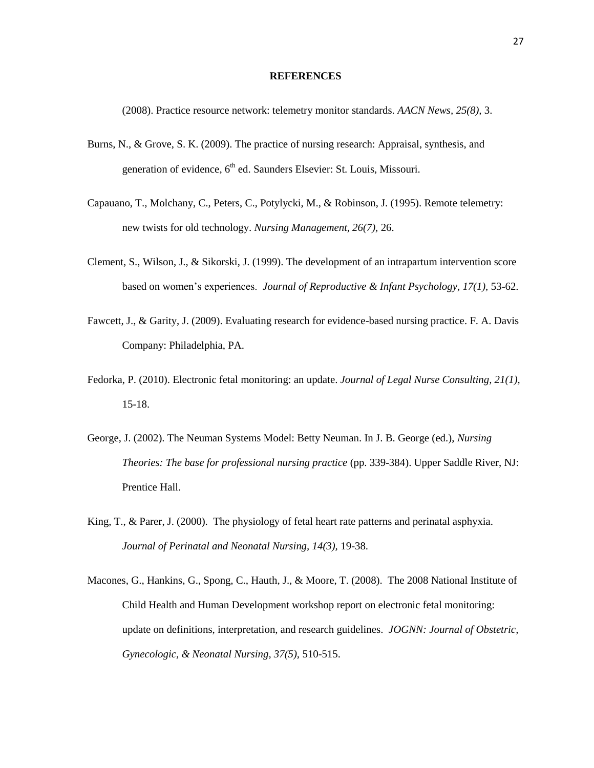# REFERENCES

(2008). Practice resource network: telemetry monitor standards. *AACN News, 25(8),* 3.

Burns, N., & Grove, S. K. (2009). The practice of nursing research: Appraisal, synthesis, and generation of evidence, 6th ed. Saunders Elsevier: St. Louis, Missouri.

Capauano, T., Molchany, C., Peters, C., Potylycki, M., & Robinson, J. (1995). Remote telemetry: new twists for old technology. *Nursing Management, 26(7),* 26.

Clement, S., Wilson, J., & Sikorski, J. (1999). The development of an intrapartum intervention score based on women's experiences. *Journal of Reproductive & Infant Psychology, 17(1),* 53-62.

Fawcett, J., & Garity, J. (2009). Evaluating research for evidence-based nursing practice. F. A. Davis Company: Philadelphia, PA.

Fedorka, P. (2010). Electronic fetal monitoring: an update. *Journal of Legal Nurse Consulting, 21(1),* 15-18.

George, J. (2002). The Neuman Systems Model: Betty Neuman. In J. B. George (ed.), *Nursing Theories: The base for professional nursing practice* (pp. 339-384). Upper Saddle River, NJ: Prentice Hall.

King, T., & Parer, J. (2000). The physiology of fetal heart rate patterns and perinatal asphyxia. *Journal of Perinatal and Neonatal Nursing, 14(3),* 19-38.

Macones, G., Hankins, G., Spong, C., Hauth, J., & Moore, T. (2008). The 2008 National Institute of Child Health and Human Development workshop report on electronic fetal monitoring: update on definitions, interpretation, and research guidelines. *JOGNN: Journal of Obstetric, Gynecologic, & Neonatal Nursing, 37(5),* 510-515.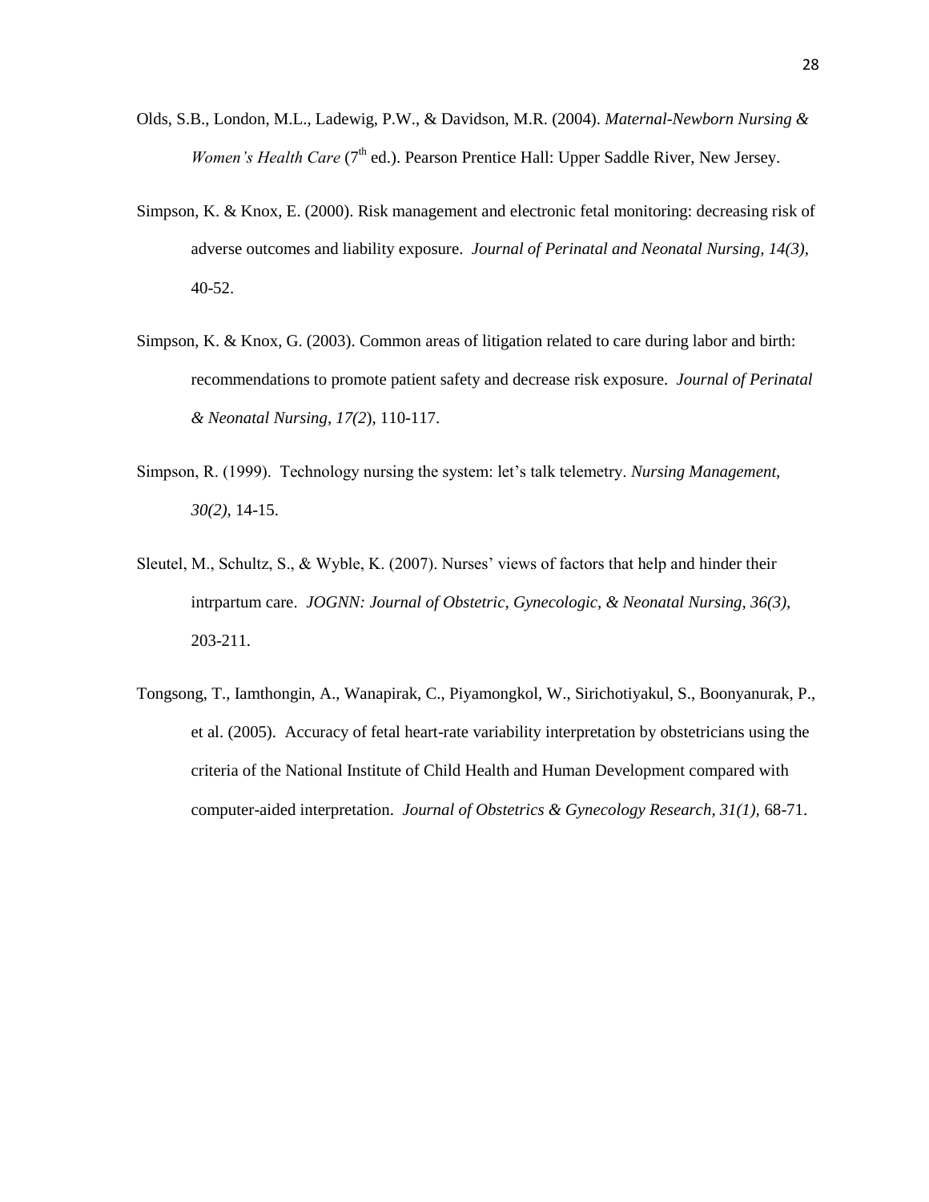Olds, S.B., London, M.L., Ladewig, P.W., & Davidson, M.R. (2004). *Maternal-Newborn Nursing & Women's Health Care* (7th ed.). Pearson Prentice Hall: Upper Saddle River, New Jersey.

Simpson, K. & Knox, E. (2000). Risk management and electronic fetal monitoring: decreasing risk of adverse outcomes and liability exposure. *Journal of Perinatal and Neonatal Nursing, 14(3),* 40-52.

Simpson, K. & Knox, G. (2003). Common areas of litigation related to care during labor and birth: recommendations to promote patient safety and decrease risk exposure. *Journal of Perinatal & Neonatal Nursing, 17(2*), 110-117.

Simpson, R. (1999). Technology nursing the system: let's talk telemetry. *Nursing Management, 30(2),* 14-15.

Sleutel, M., Schultz, S., & Wyble, K. (2007). Nurses' views of factors that help and hinder their intrpartum care. *JOGNN: Journal of Obstetric, Gynecologic, & Neonatal Nursing, 36(3),* 203-211.

Tongsong, T., Iamthongin, A., Wanapirak, C., Piyamongkol, W., Sirichotiyakul, S., Boonyanurak, P., et al. (2005). Accuracy of fetal heart-rate variability interpretation by obstetricians using the criteria of the National Institute of Child Health and Human Development compared with computer-aided interpretation. *Journal of Obstetrics & Gynecology Research, 31(1),* 68-71.